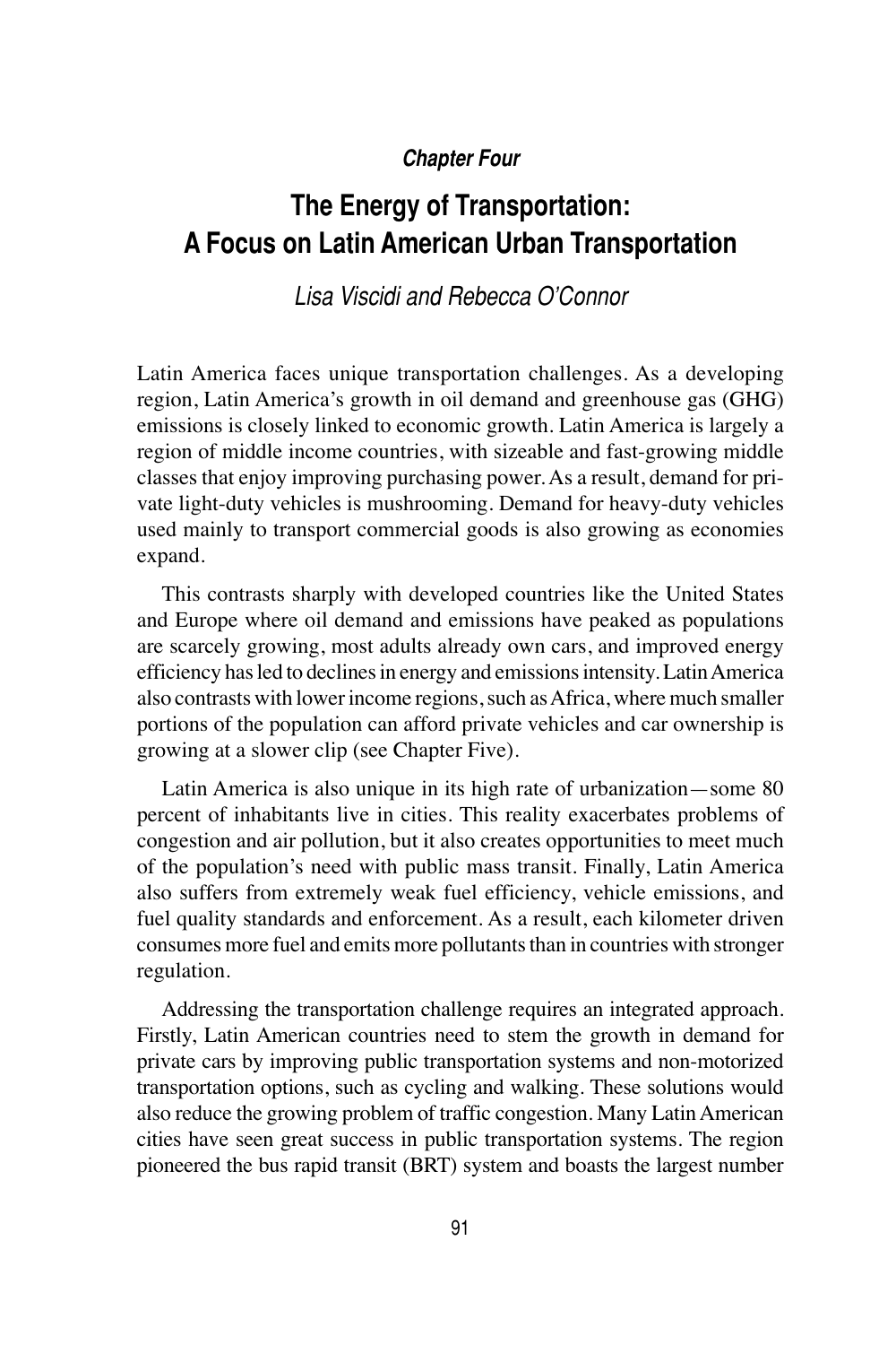*Chapter Four*

# The Energy of Transportation: A Focus on Latin American Urban Transportation

*Lisa Viscidi and Rebecca O'Connor*

Latin America faces unique transportation challenges. As a developing region, Latin America's growth in oil demand and greenhouse gas (GHG) emissions is closely linked to economic growth. Latin America is largely a region of middle income countries, with sizeable and fast-growing middle classes that enjoy improving purchasing power. As a result, demand for private light-duty vehicles is mushrooming. Demand for heavy-duty vehicles used mainly to transport commercial goods is also growing as economies expand.

This contrasts sharply with developed countries like the United States and Europe where oil demand and emissions have peaked as populations are scarcely growing, most adults already own cars, and improved energy efficiency has led to declines in energy and emissions intensity. Latin America also contrasts with lower income regions, such as Africa, where much smaller portions of the population can afford private vehicles and car ownership is growing at a slower clip (see Chapter Five).

Latin America is also unique in its high rate of urbanization—some 80 percent of inhabitants live in cities. This reality exacerbates problems of congestion and air pollution, but it also creates opportunities to meet much of the population's need with public mass transit. Finally, Latin America also suffers from extremely weak fuel efficiency, vehicle emissions, and fuel quality standards and enforcement. As a result, each kilometer driven consumes more fuel and emits more pollutants than in countries with stronger regulation.

Addressing the transportation challenge requires an integrated approach. Firstly, Latin American countries need to stem the growth in demand for private cars by improving public transportation systems and non-motorized transportation options, such as cycling and walking. These solutions would also reduce the growing problem of traffic congestion. Many Latin American cities have seen great success in public transportation systems. The region pioneered the bus rapid transit (BRT) system and boasts the largest number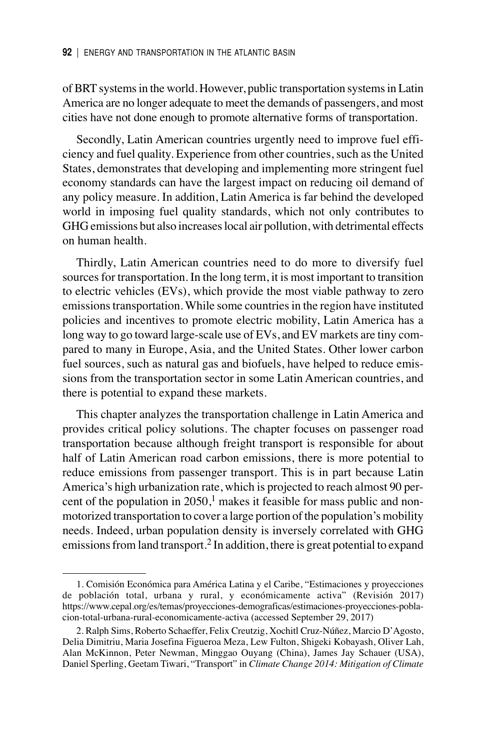of BRT systems in the world. However, public transportation systems in Latin America are no longer adequate to meet the demands of passengers, and most cities have not done enough to promote alternative forms of transportation.

Secondly, Latin American countries urgently need to improve fuel efficiency and fuel quality. Experience from other countries, such as the United States, demonstrates that developing and implementing more stringent fuel economy standards can have the largest impact on reducing oil demand of any policy measure. In addition, Latin America is far behind the developed world in imposing fuel quality standards, which not only contributes to GHG emissions but also increases local air pollution, with detrimental effects on human health.

Thirdly, Latin American countries need to do more to diversify fuel sources for transportation. In the long term, it is most important to transition to electric vehicles (EVs), which provide the most viable pathway to zero emissions transportation. While some countries in the region have instituted policies and incentives to promote electric mobility, Latin America has a long way to go toward large-scale use of EVs, and EV markets are tiny compared to many in Europe, Asia, and the United States. Other lower carbon fuel sources, such as natural gas and biofuels, have helped to reduce emissions from the transportation sector in some Latin American countries, and there is potential to expand these markets.

This chapter analyzes the transportation challenge in Latin America and provides critical policy solutions. The chapter focuses on passenger road transportation because although freight transport is responsible for about half of Latin American road carbon emissions, there is more potential to reduce emissions from passenger transport. This is in part because Latin America's high urbanization rate, which is projected to reach almost 90 percent of the population in 2050,[1] makes it feasible for mass public and non-motorized transportation to cover a large portion of the population's mobility needs. Indeed, urban population density is inversely correlated with GHG emissions from land transport.[2] In addition, there is great potential to expand

---

1. Comisión Económica para América Latina y el Caribe, "Estimaciones y proyecciones de población total, urbana y rural, y económicamente activa" (Revisión 2017) https://www.cepal.org/es/temas/proyecciones-demograficas/estimaciones-proyecciones-poblacion-total-urbana-rural-economicamente-activa (accessed September 29, 2017)

2. Ralph Sims, Roberto Schaeffer, Felix Creutzig, Xochitl Cruz-Núñez, Marcio D'Agosto, Delia Dimitriu, Maria Josefina Figueroa Meza, Lew Fulton, Shigeki Kobayash, Oliver Lah, Alan McKinnon, Peter Newman, Minggao Ouyang (China), James Jay Schauer (USA), Daniel Sperling, Geetam Tiwari, "Transport" in *Climate Change 2014: Mitigation of Climate*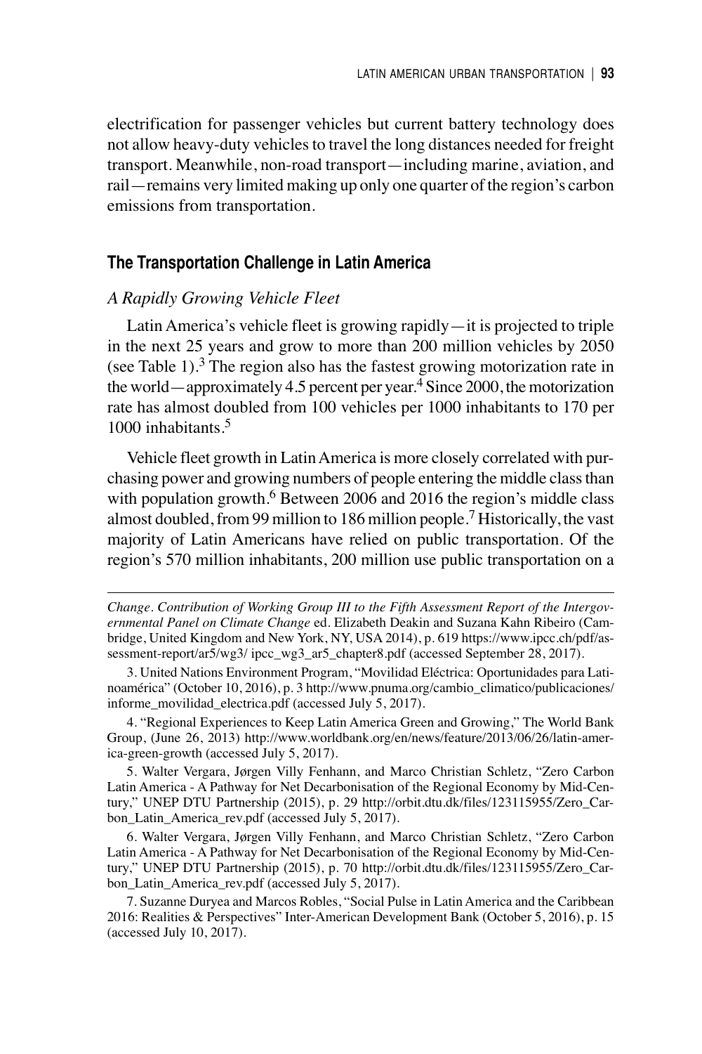electrification for passenger vehicles but current battery technology does not allow heavy-duty vehicles to travel the long distances needed for freight transport. Meanwhile, non-road transport—including marine, aviation, and rail—remains very limited making up only one quarter of the region's carbon emissions from transportation.

## The Transportation Challenge in Latin America

### *A Rapidly Growing Vehicle Fleet*

Latin America's vehicle fleet is growing rapidly—it is projected to triple in the next 25 years and grow to more than 200 million vehicles by 2050 (see Table 1).[3] The region also has the fastest growing motorization rate in the world—approximately 4.5 percent per year.[4] Since 2000, the motorization rate has almost doubled from 100 vehicles per 1000 inhabitants to 170 per 1000 inhabitants.[5]

Vehicle fleet growth in Latin America is more closely correlated with purchasing power and growing numbers of people entering the middle class than with population growth.[6] Between 2006 and 2016 the region's middle class almost doubled, from 99 million to 186 million people.[7] Historically, the vast majority of Latin Americans have relied on public transportation. Of the region's 570 million inhabitants, 200 million use public transportation on a

---

*Change. Contribution of Working Group III to the Fifth Assessment Report of the Intergovernmental Panel on Climate Change* ed. Elizabeth Deakin and Suzana Kahn Ribeiro (Cambridge, United Kingdom and New York, NY, USA 2014), p. 619 https://www.ipcc.ch/pdf/assessment-report/ar5/wg3/ ipcc_wg3_ar5_chapter8.pdf (accessed September 28, 2017).

3. United Nations Environment Program, "Movilidad Eléctrica: Oportunidades para Latinoamérica" (October 10, 2016), p. 3 http://www.pnuma.org/cambio_climatico/publicaciones/informe_movilidad_electrica.pdf (accessed July 5, 2017).

4. "Regional Experiences to Keep Latin America Green and Growing," The World Bank Group, (June 26, 2013) http://www.worldbank.org/en/news/feature/2013/06/26/latin-america-green-growth (accessed July 5, 2017).

5. Walter Vergara, Jørgen Villy Fenhann, and Marco Christian Schletz, "Zero Carbon Latin America - A Pathway for Net Decarbonisation of the Regional Economy by Mid-Century," UNEP DTU Partnership (2015), p. 29 http://orbit.dtu.dk/files/123115955/Zero_Carbon_Latin_America_rev.pdf (accessed July 5, 2017).

6. Walter Vergara, Jørgen Villy Fenhann, and Marco Christian Schletz, "Zero Carbon Latin America - A Pathway for Net Decarbonisation of the Regional Economy by Mid-Century," UNEP DTU Partnership (2015), p. 70 http://orbit.dtu.dk/files/123115955/Zero_Carbon_Latin_America_rev.pdf (accessed July 5, 2017).

7. Suzanne Duryea and Marcos Robles, "Social Pulse in Latin America and the Caribbean 2016: Realities & Perspectives" Inter-American Development Bank (October 5, 2016), p. 15 (accessed July 10, 2017).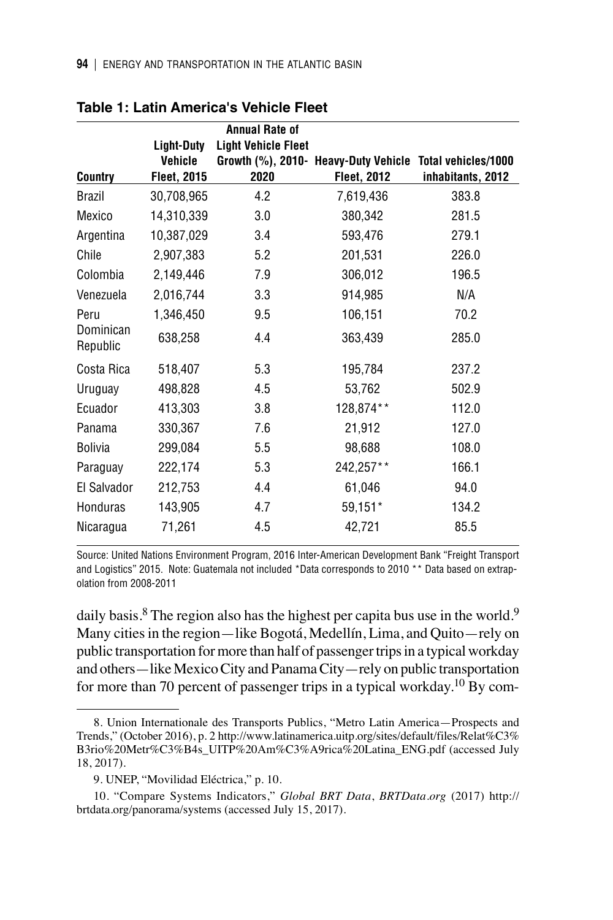**Table 1: Latin America's Vehicle Fleet**

| Country | Light-Duty Vehicle Fleet, 2015 | Annual Rate of Light Vehicle Fleet Growth (%), 2010-2020 | Heavy-Duty Vehicle Fleet, 2012 | Total vehicles/1000 inhabitants, 2012 |
|---|---|---|---|---|
| Brazil | 30,708,965 | 4.2 | 7,619,436 | 383.8 |
| Mexico | 14,310,339 | 3.0 | 380,342 | 281.5 |
| Argentina | 10,387,029 | 3.4 | 593,476 | 279.1 |
| Chile | 2,907,383 | 5.2 | 201,531 | 226.0 |
| Colombia | 2,149,446 | 7.9 | 306,012 | 196.5 |
| Venezuela | 2,016,744 | 3.3 | 914,985 | N/A |
| Peru | 1,346,450 | 9.5 | 106,151 | 70.2 |
| Dominican Republic | 638,258 | 4.4 | 363,439 | 285.0 |
| Costa Rica | 518,407 | 5.3 | 195,784 | 237.2 |
| Uruguay | 498,828 | 4.5 | 53,762 | 502.9 |
| Ecuador | 413,303 | 3.8 | 128,874** | 112.0 |
| Panama | 330,367 | 7.6 | 21,912 | 127.0 |
| Bolivia | 299,084 | 5.5 | 98,688 | 108.0 |
| Paraguay | 222,174 | 5.3 | 242,257** | 166.1 |
| El Salvador | 212,753 | 4.4 | 61,046 | 94.0 |
| Honduras | 143,905 | 4.7 | 59,151* | 134.2 |
| Nicaragua | 71,261 | 4.5 | 42,721 | 85.5 |

Source: United Nations Environment Program, 2016 Inter-American Development Bank "Freight Transport and Logistics" 2015. Note: Guatemala not included *Data corresponds to 2010 ** Data based on extrapolation from 2008-2011

daily basis.[8] The region also has the highest per capita bus use in the world.[9] Many cities in the region—like Bogotá, Medellín, Lima, and Quito—rely on public transportation for more than half of passenger trips in a typical workday and others—like Mexico City and Panama City—rely on public transportation for more than 70 percent of passenger trips in a typical workday.[10] By com-

8. Union Internationale des Transports Publics, "Metro Latin America—Prospects and Trends," (October 2016), p. 2 http://www.latinamerica.uitp.org/sites/default/files/Relat%C3%B3rio%20Metr%C3%B4s_UITP%20Am%C3%A9rica%20Latina_ENG.pdf (accessed July 18, 2017).

9. UNEP, "Movilidad Eléctrica," p. 10.

10. "Compare Systems Indicators," *Global BRT Data*, *BRTData.org* (2017) http://brtdata.org/panorama/systems (accessed July 15, 2017).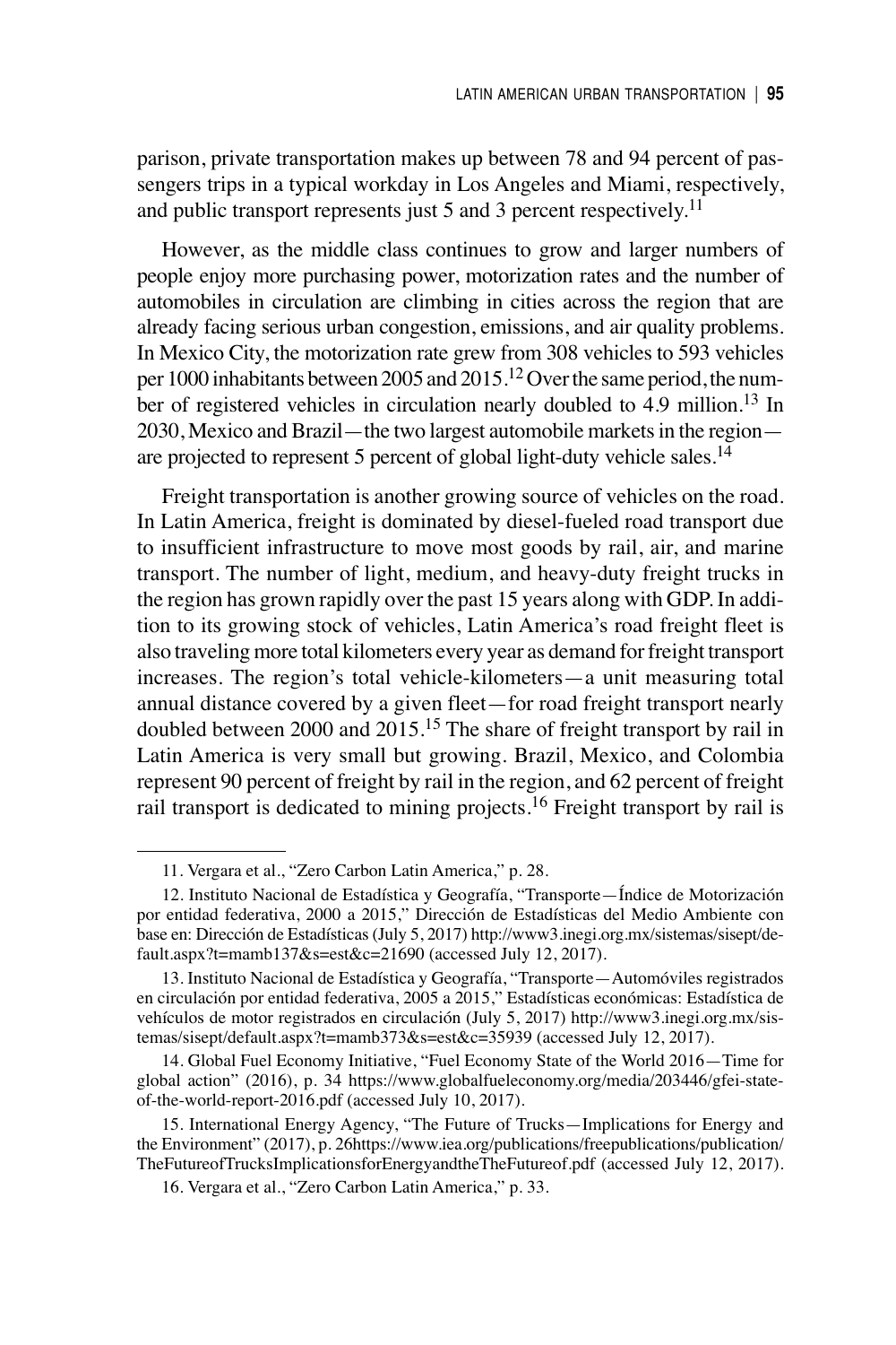parison, private transportation makes up between 78 and 94 percent of passengers trips in a typical workday in Los Angeles and Miami, respectively, and public transport represents just 5 and 3 percent respectively.[11]

However, as the middle class continues to grow and larger numbers of people enjoy more purchasing power, motorization rates and the number of automobiles in circulation are climbing in cities across the region that are already facing serious urban congestion, emissions, and air quality problems. In Mexico City, the motorization rate grew from 308 vehicles to 593 vehicles per 1000 inhabitants between 2005 and 2015.[12] Over the same period, the number of registered vehicles in circulation nearly doubled to 4.9 million.[13] In 2030, Mexico and Brazil—the two largest automobile markets in the region—are projected to represent 5 percent of global light-duty vehicle sales.[14]

Freight transportation is another growing source of vehicles on the road. In Latin America, freight is dominated by diesel-fueled road transport due to insufficient infrastructure to move most goods by rail, air, and marine transport. The number of light, medium, and heavy-duty freight trucks in the region has grown rapidly over the past 15 years along with GDP. In addition to its growing stock of vehicles, Latin America's road freight fleet is also traveling more total kilometers every year as demand for freight transport increases. The region's total vehicle-kilometers—a unit measuring total annual distance covered by a given fleet—for road freight transport nearly doubled between 2000 and 2015.[15] The share of freight transport by rail in Latin America is very small but growing. Brazil, Mexico, and Colombia represent 90 percent of freight by rail in the region, and 62 percent of freight rail transport is dedicated to mining projects.[16] Freight transport by rail is

---

11. Vergara et al., "Zero Carbon Latin America," p. 28.

12. Instituto Nacional de Estadística y Geografía, "Transporte—Índice de Motorización por entidad federativa, 2000 a 2015," Dirección de Estadísticas del Medio Ambiente con base en: Dirección de Estadísticas (July 5, 2017) http://www3.inegi.org.mx/sistemas/sisept/default.aspx?t=mamb137&s=est&c=21690 (accessed July 12, 2017).

13. Instituto Nacional de Estadística y Geografía, "Transporte—Automóviles registrados en circulación por entidad federativa, 2005 a 2015," Estadísticas económicas: Estadística de vehículos de motor registrados en circulación (July 5, 2017) http://www3.inegi.org.mx/sistemas/sisept/default.aspx?t=mamb373&s=est&c=35939 (accessed July 12, 2017).

14. Global Fuel Economy Initiative, "Fuel Economy State of the World 2016—Time for global action" (2016), p. 34 https://www.globalfueleconomy.org/media/203446/gfei-state-of-the-world-report-2016.pdf (accessed July 10, 2017).

15. International Energy Agency, "The Future of Trucks—Implications for Energy and the Environment" (2017), p. 26https://www.iea.org/publications/freepublications/publication/TheFutureofTrucksImplicationsforEnergyandtheTheFutureof.pdf (accessed July 12, 2017).

16. Vergara et al., "Zero Carbon Latin America," p. 33.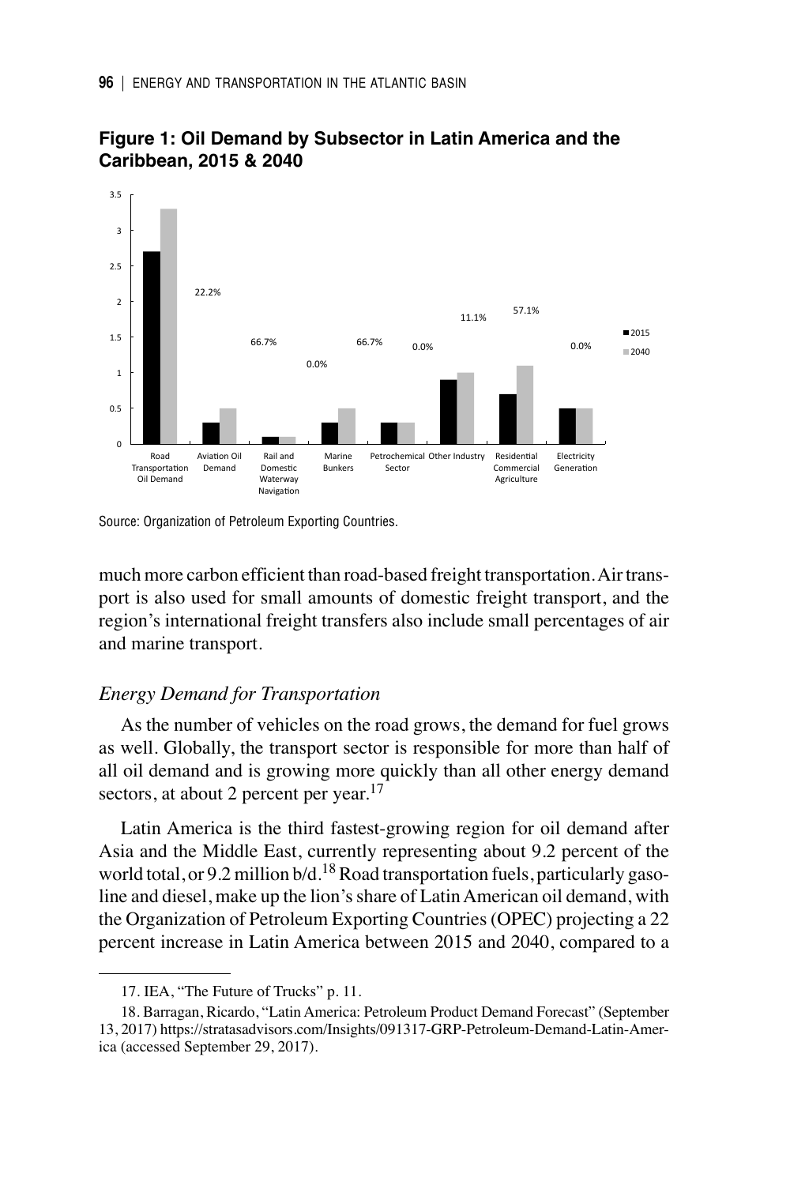**Figure 1: Oil Demand by Subsector in Latin America and the Caribbean, 2015 & 2040**

Source: Organization of Petroleum Exporting Countries.

much more carbon efficient than road-based freight transportation. Air transport is also used for small amounts of domestic freight transport, and the region's international freight transfers also include small percentages of air and marine transport.

### *Energy Demand for Transportation*

As the number of vehicles on the road grows, the demand for fuel grows as well. Globally, the transport sector is responsible for more than half of all oil demand and is growing more quickly than all other energy demand sectors, at about 2 percent per year.[17]

Latin America is the third fastest-growing region for oil demand after Asia and the Middle East, currently representing about 9.2 percent of the world total, or 9.2 million b/d.[18] Road transportation fuels, particularly gasoline and diesel, make up the lion's share of Latin American oil demand, with the Organization of Petroleum Exporting Countries (OPEC) projecting a 22 percent increase in Latin America between 2015 and 2040, compared to a

---

17. IEA, "The Future of Trucks" p. 11.

18. Barragan, Ricardo, "Latin America: Petroleum Product Demand Forecast" (September 13, 2017) https://stratasadvisors.com/Insights/091317-GRP-Petroleum-Demand-Latin-America (accessed September 29, 2017).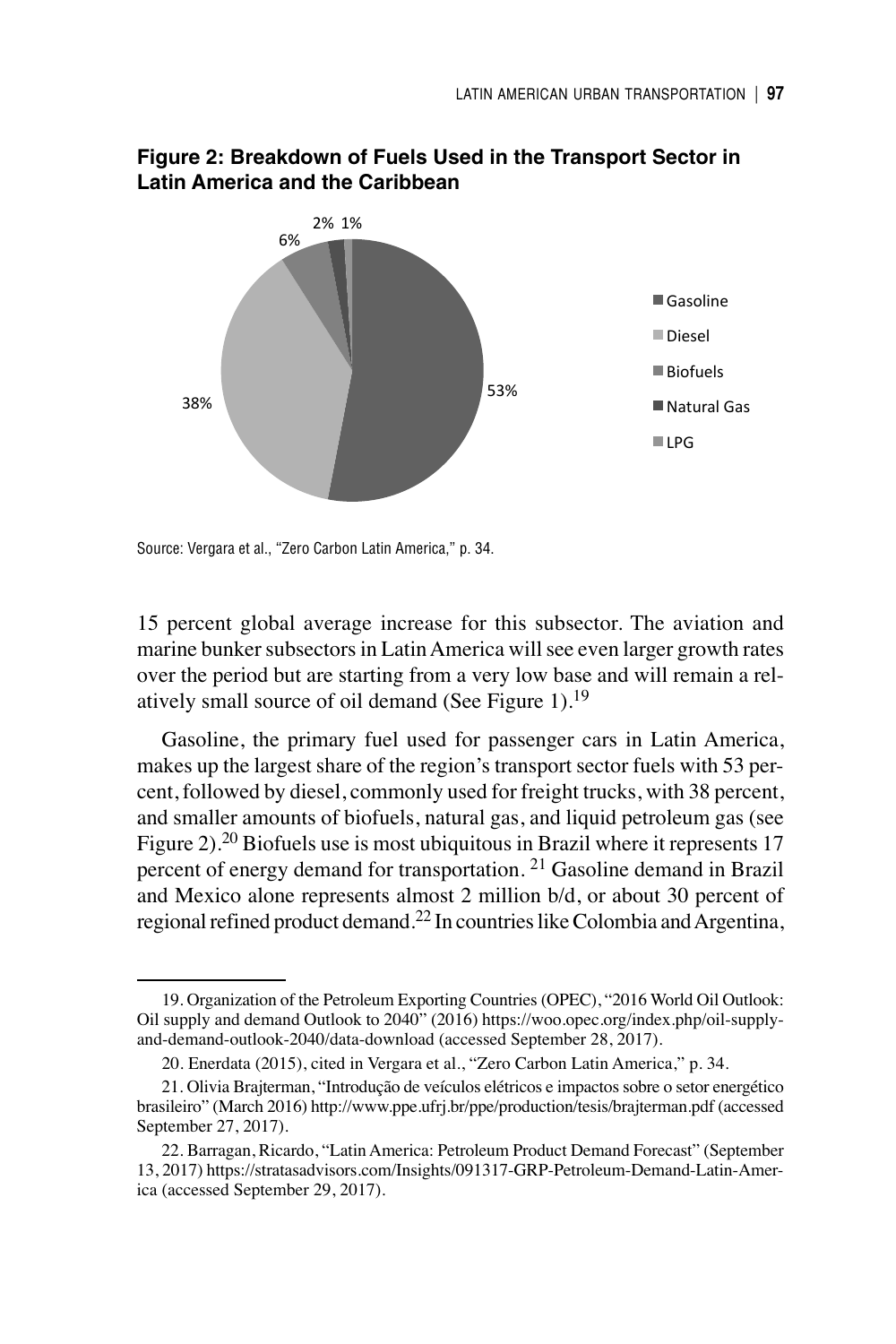**Figure 2: Breakdown of Fuels Used in the Transport Sector in Latin America and the Caribbean**

| Fuel | Share |
|---|---|
| Gasoline | 53% |
| Diesel | 38% |
| Biofuels | 6% |
| Natural Gas | 2% |
| LPG | 1% |

Source: Vergara et al., "Zero Carbon Latin America," p. 34.

15 percent global average increase for this subsector. The aviation and marine bunker subsectors in Latin America will see even larger growth rates over the period but are starting from a very low base and will remain a relatively small source of oil demand (See Figure 1).[19]

Gasoline, the primary fuel used for passenger cars in Latin America, makes up the largest share of the region's transport sector fuels with 53 percent, followed by diesel, commonly used for freight trucks, with 38 percent, and smaller amounts of biofuels, natural gas, and liquid petroleum gas (see Figure 2).[20] Biofuels use is most ubiquitous in Brazil where it represents 17 percent of energy demand for transportation. [21] Gasoline demand in Brazil and Mexico alone represents almost 2 million b/d, or about 30 percent of regional refined product demand.[22] In countries like Colombia and Argentina,

---

19. Organization of the Petroleum Exporting Countries (OPEC), "2016 World Oil Outlook: Oil supply and demand Outlook to 2040" (2016) https://woo.opec.org/index.php/oil-supply-and-demand-outlook-2040/data-download (accessed September 28, 2017).

20. Enerdata (2015), cited in Vergara et al., "Zero Carbon Latin America," p. 34.

21. Olivia Brajterman, "Introdução de veículos elétricos e impactos sobre o setor energético brasileiro" (March 2016) http://www.ppe.ufrj.br/ppe/production/tesis/brajterman.pdf (accessed September 27, 2017).

22. Barragan, Ricardo, "Latin America: Petroleum Product Demand Forecast" (September 13, 2017) https://stratasadvisors.com/Insights/091317-GRP-Petroleum-Demand-Latin-America (accessed September 29, 2017).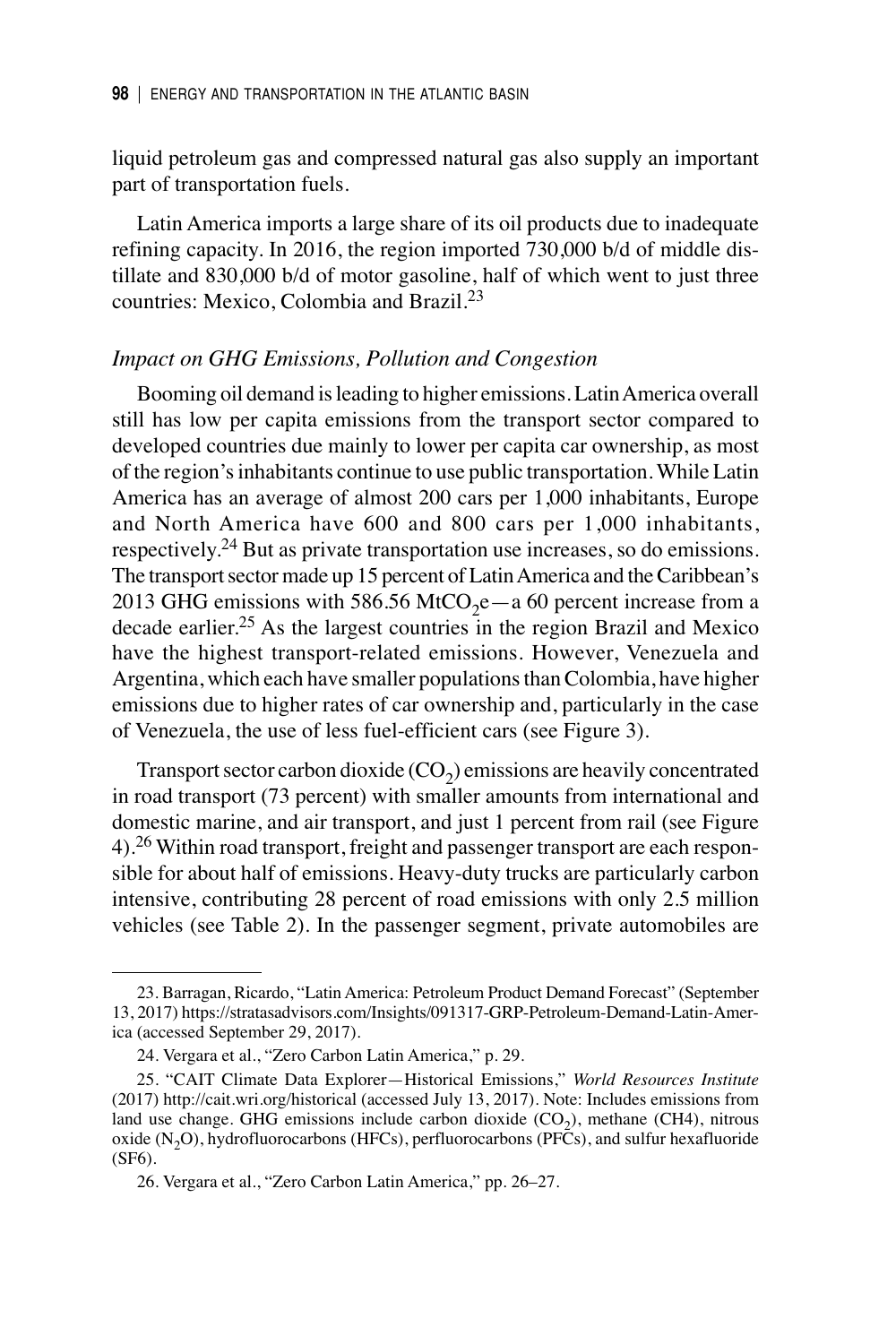liquid petroleum gas and compressed natural gas also supply an important part of transportation fuels.

Latin America imports a large share of its oil products due to inadequate refining capacity. In 2016, the region imported 730,000 b/d of middle distillate and 830,000 b/d of motor gasoline, half of which went to just three countries: Mexico, Colombia and Brazil.[23]

### *Impact on GHG Emissions, Pollution and Congestion*

Booming oil demand is leading to higher emissions. Latin America overall still has low per capita emissions from the transport sector compared to developed countries due mainly to lower per capita car ownership, as most of the region's inhabitants continue to use public transportation. While Latin America has an average of almost 200 cars per 1,000 inhabitants, Europe and North America have 600 and 800 cars per 1,000 inhabitants, respectively.[24] But as private transportation use increases, so do emissions. The transport sector made up 15 percent of Latin America and the Caribbean's 2013 GHG emissions with 586.56 $MtCO_2e$—a 60 percent increase from a decade earlier.[25] As the largest countries in the region Brazil and Mexico have the highest transport-related emissions. However, Venezuela and Argentina, which each have smaller populations than Colombia, have higher emissions due to higher rates of car ownership and, particularly in the case of Venezuela, the use of less fuel-efficient cars (see Figure 3).

Transport sector carbon dioxide ($CO_2$) emissions are heavily concentrated in road transport (73 percent) with smaller amounts from international and domestic marine, and air transport, and just 1 percent from rail (see Figure 4).[26] Within road transport, freight and passenger transport are each responsible for about half of emissions. Heavy-duty trucks are particularly carbon intensive, contributing 28 percent of road emissions with only 2.5 million vehicles (see Table 2). In the passenger segment, private automobiles are

---

23. Barragan, Ricardo, "Latin America: Petroleum Product Demand Forecast" (September 13, 2017) https://stratasadvisors.com/Insights/091317-GRP-Petroleum-Demand-Latin-America (accessed September 29, 2017).

24. Vergara et al., "Zero Carbon Latin America," p. 29.

25. "CAIT Climate Data Explorer—Historical Emissions," *World Resources Institute* (2017) http://cait.wri.org/historical (accessed July 13, 2017). Note: Includes emissions from land use change. GHG emissions include carbon dioxide ($CO_2$), methane (CH4), nitrous oxide ($N_2O$), hydrofluorocarbons (HFCs), perfluorocarbons (PFCs), and sulfur hexafluoride (SF6).

26. Vergara et al., "Zero Carbon Latin America," pp. 26–27.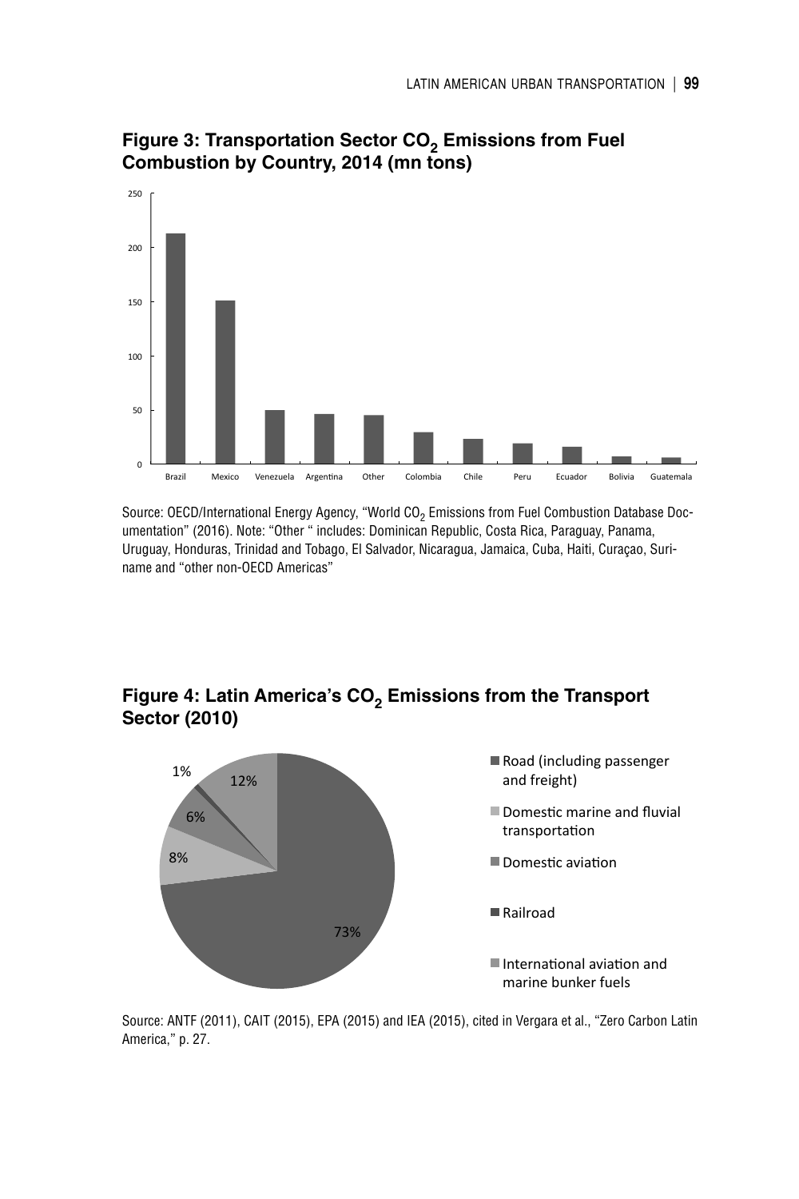**Figure 3: Transportation Sector $CO_2$ Emissions from Fuel Combustion by Country, 2014 (mn tons)**

Source: OECD/International Energy Agency, "World $CO_2$ Emissions from Fuel Combustion Database Documentation" (2016). Note: "Other " includes: Dominican Republic, Costa Rica, Paraguay, Panama, Uruguay, Honduras, Trinidad and Tobago, El Salvador, Nicaragua, Jamaica, Cuba, Haiti, Curaçao, Suriname and "other non-OECD Americas"

**Figure 4: Latin America's $CO_2$ Emissions from the Transport Sector (2010)**

Source: ANTF (2011), CAIT (2015), EPA (2015) and IEA (2015), cited in Vergara et al., "Zero Carbon Latin America," p. 27.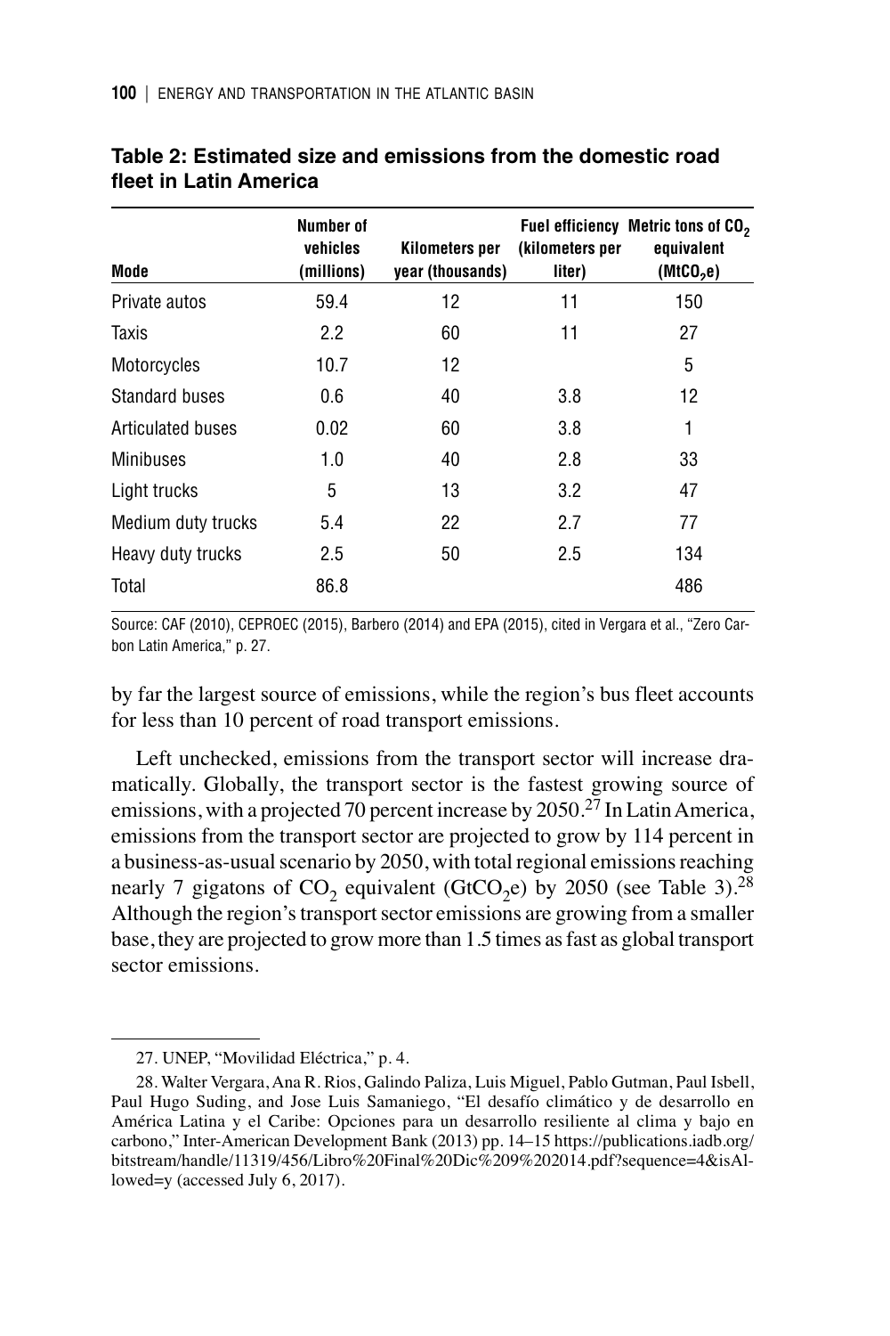**Table 2: Estimated size and emissions from the domestic road fleet in Latin America**

| Mode | Number of vehicles (millions) | Kilometers per year (thousands) | Fuel efficiency (kilometers per liter) | Metric tons of $CO_2$ equivalent ($MtCO_2e$) |
|---|---|---|---|---|
| Private autos | 59.4 | 12 | 11 | 150 |
| Taxis | 2.2 | 60 | 11 | 27 |
| Motorcycles | 10.7 | 12 | | 5 |
| Standard buses | 0.6 | 40 | 3.8 | 12 |
| Articulated buses | 0.02 | 60 | 3.8 | 1 |
| Minibuses | 1.0 | 40 | 2.8 | 33 |
| Light trucks | 5 | 13 | 3.2 | 47 |
| Medium duty trucks | 5.4 | 22 | 2.7 | 77 |
| Heavy duty trucks | 2.5 | 50 | 2.5 | 134 |
| Total | 86.8 | | | 486 |

Source: CAF (2010), CEPROEC (2015), Barbero (2014) and EPA (2015), cited in Vergara et al., "Zero Carbon Latin America," p. 27.

by far the largest source of emissions, while the region's bus fleet accounts for less than 10 percent of road transport emissions.

Left unchecked, emissions from the transport sector will increase dramatically. Globally, the transport sector is the fastest growing source of emissions, with a projected 70 percent increase by 2050.[27] In Latin America, emissions from the transport sector are projected to grow by 114 percent in a business-as-usual scenario by 2050, with total regional emissions reaching nearly 7 gigatons of $CO_2$ equivalent ($GtCO_2e$) by 2050 (see Table 3).[28] Although the region's transport sector emissions are growing from a smaller base, they are projected to grow more than 1.5 times as fast as global transport sector emissions.

27. UNEP, "Movilidad Eléctrica," p. 4.

28. Walter Vergara, Ana R. Rios, Galindo Paliza, Luis Miguel, Pablo Gutman, Paul Isbell, Paul Hugo Suding, and Jose Luis Samaniego, "El desafío climático y de desarrollo en América Latina y el Caribe: Opciones para un desarrollo resiliente al clima y bajo en carbono," Inter-American Development Bank (2013) pp. 14–15 https://publications.iadb.org/bitstream/handle/11319/456/Libro%20Final%20Dic%209%202014.pdf?sequence=4&isAllowed=y (accessed July 6, 2017).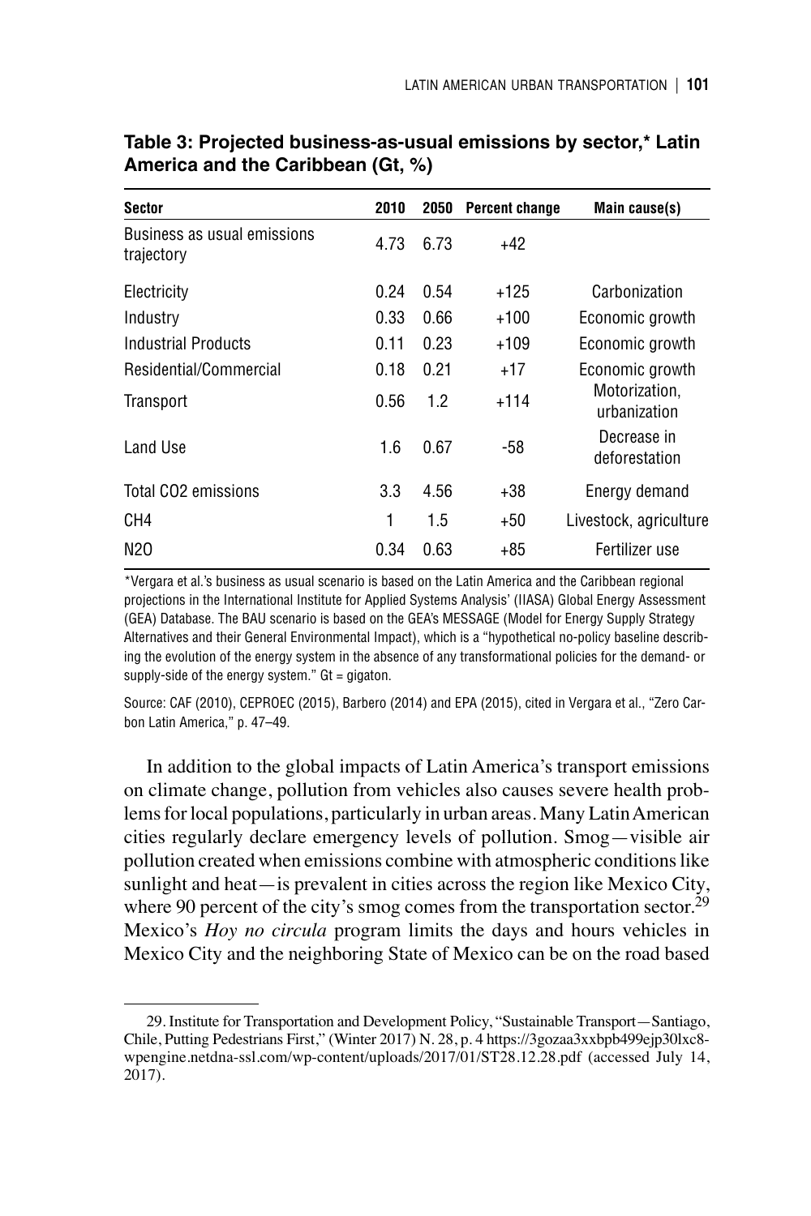**Table 3: Projected business-as-usual emissions by sector,* Latin America and the Caribbean (Gt, %)**

| Sector | 2010 | 2050 | Percent change | Main cause(s) |
|---|---|---|---|---|
| Business as usual emissions trajectory | 4.73 | 6.73 | +42 | |
| Electricity | 0.24 | 0.54 | +125 | Carbonization |
| Industry | 0.33 | 0.66 | +100 | Economic growth |
| Industrial Products | 0.11 | 0.23 | +109 | Economic growth |
| Residential/Commercial | 0.18 | 0.21 | +17 | Economic growth |
| Transport | 0.56 | 1.2 | +114 | Motorization, urbanization |
| Land Use | 1.6 | 0.67 | -58 | Decrease in deforestation |
| Total CO2 emissions | 3.3 | 4.56 | +38 | Energy demand |
| CH4 | 1 | 1.5 | +50 | Livestock, agriculture |
| N2O | 0.34 | 0.63 | +85 | Fertilizer use |

*Vergara et al.'s business as usual scenario is based on the Latin America and the Caribbean regional projections in the International Institute for Applied Systems Analysis' (IIASA) Global Energy Assessment (GEA) Database. The BAU scenario is based on the GEA's MESSAGE (Model for Energy Supply Strategy Alternatives and their General Environmental Impact), which is a "hypothetical no-policy baseline describing the evolution of the energy system in the absence of any transformational policies for the demand- or supply-side of the energy system." Gt = gigaton.

Source: CAF (2010), CEPROEC (2015), Barbero (2014) and EPA (2015), cited in Vergara et al., "Zero Carbon Latin America," p. 47–49.

In addition to the global impacts of Latin America's transport emissions on climate change, pollution from vehicles also causes severe health problems for local populations, particularly in urban areas. Many Latin American cities regularly declare emergency levels of pollution. Smog—visible air pollution created when emissions combine with atmospheric conditions like sunlight and heat—is prevalent in cities across the region like Mexico City, where 90 percent of the city's smog comes from the transportation sector.[29] Mexico's *Hoy no circula* program limits the days and hours vehicles in Mexico City and the neighboring State of Mexico can be on the road based

29. Institute for Transportation and Development Policy, "Sustainable Transport—Santiago, Chile, Putting Pedestrians First," (Winter 2017) N. 28, p. 4 https://3gozaa3xxbpb499ejp30lxc8-wpengine.netdna-ssl.com/wp-content/uploads/2017/01/ST28.12.28.pdf (accessed July 14, 2017).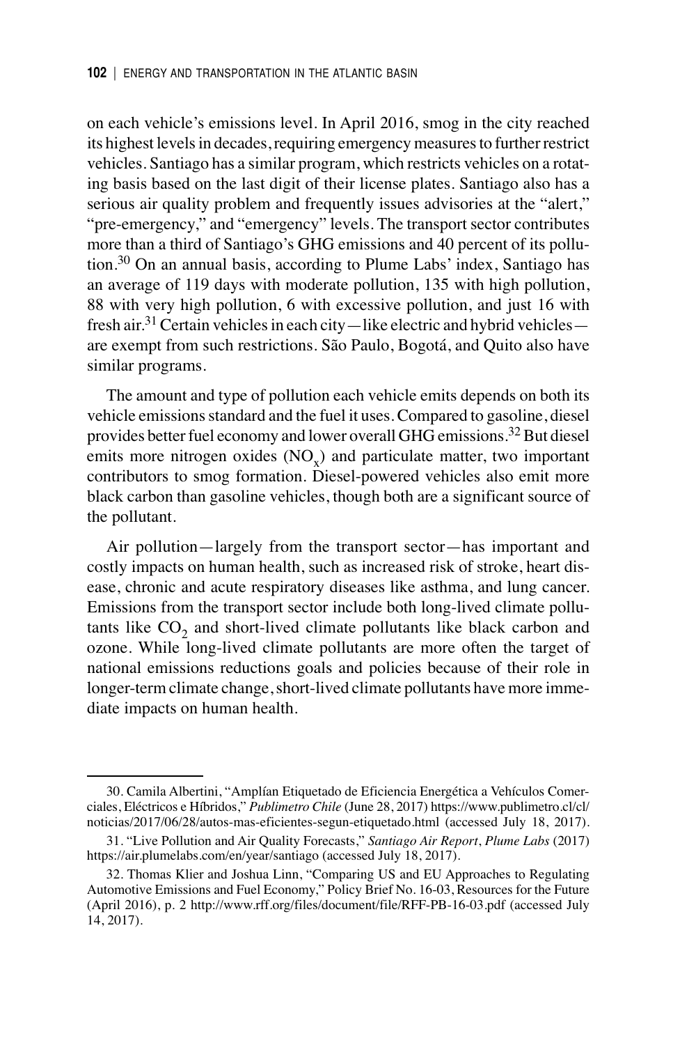on each vehicle's emissions level. In April 2016, smog in the city reached its highest levels in decades, requiring emergency measures to further restrict vehicles. Santiago has a similar program, which restricts vehicles on a rotating basis based on the last digit of their license plates. Santiago also has a serious air quality problem and frequently issues advisories at the "alert," "pre-emergency," and "emergency" levels. The transport sector contributes more than a third of Santiago's GHG emissions and 40 percent of its pollution.[30] On an annual basis, according to Plume Labs' index, Santiago has an average of 119 days with moderate pollution, 135 with high pollution, 88 with very high pollution, 6 with excessive pollution, and just 16 with fresh air.[31] Certain vehicles in each city—like electric and hybrid vehicles—are exempt from such restrictions. São Paulo, Bogotá, and Quito also have similar programs.

The amount and type of pollution each vehicle emits depends on both its vehicle emissions standard and the fuel it uses. Compared to gasoline, diesel provides better fuel economy and lower overall GHG emissions.[32] But diesel emits more nitrogen oxides ($NO_x$) and particulate matter, two important contributors to smog formation. Diesel-powered vehicles also emit more black carbon than gasoline vehicles, though both are a significant source of the pollutant.

Air pollution—largely from the transport sector—has important and costly impacts on human health, such as increased risk of stroke, heart disease, chronic and acute respiratory diseases like asthma, and lung cancer. Emissions from the transport sector include both long-lived climate pollutants like $CO_2$ and short-lived climate pollutants like black carbon and ozone. While long-lived climate pollutants are more often the target of national emissions reductions goals and policies because of their role in longer-term climate change, short-lived climate pollutants have more immediate impacts on human health.

---

30. Camila Albertini, "Amplían Etiquetado de Eficiencia Energética a Vehículos Comerciales, Eléctricos e Híbridos," *Publimetro Chile* (June 28, 2017) https://www.publimetro.cl/cl/noticias/2017/06/28/autos-mas-eficientes-segun-etiquetado.html (accessed July 18, 2017).

31. "Live Pollution and Air Quality Forecasts," *Santiago Air Report*, *Plume Labs* (2017) https://air.plumelabs.com/en/year/santiago (accessed July 18, 2017).

32. Thomas Klier and Joshua Linn, "Comparing US and EU Approaches to Regulating Automotive Emissions and Fuel Economy," Policy Brief No. 16-03, Resources for the Future (April 2016), p. 2 http://www.rff.org/files/document/file/RFF-PB-16-03.pdf (accessed July 14, 2017).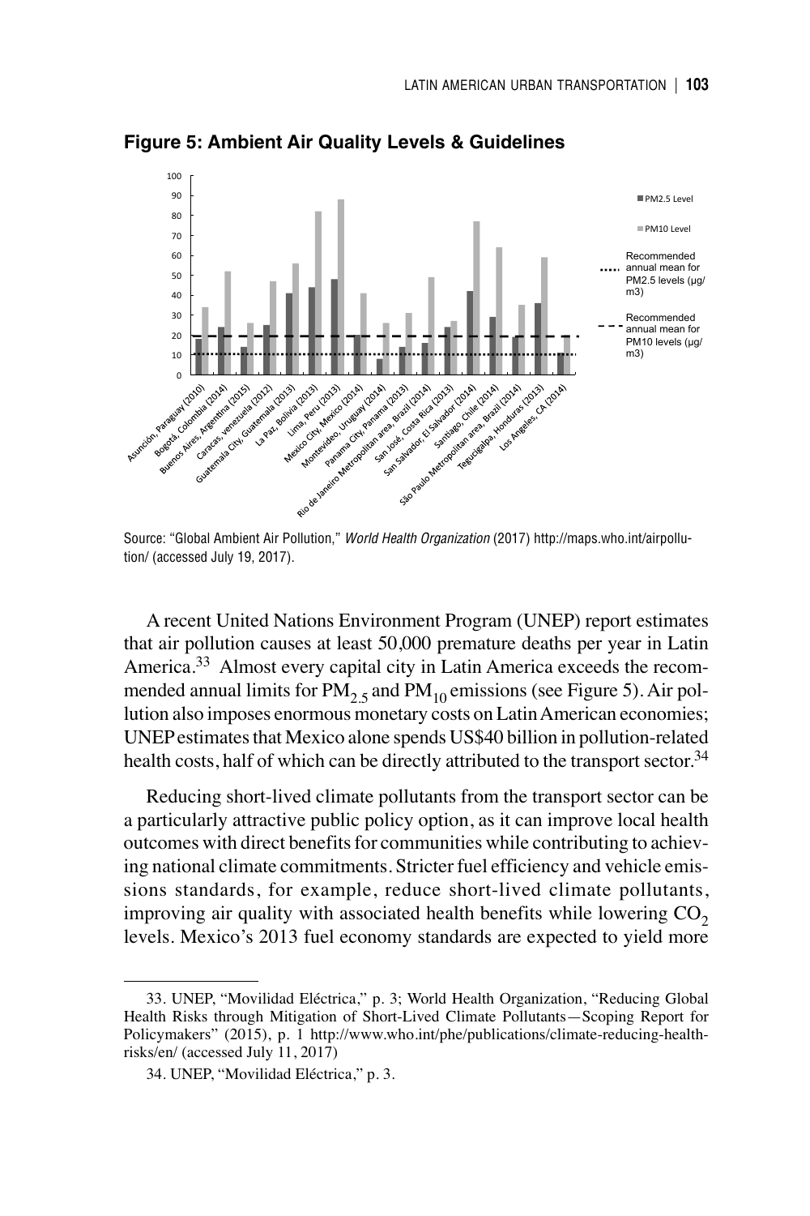**Figure 5: Ambient Air Quality Levels & Guidelines**

Source: "Global Ambient Air Pollution," *World Health Organization* (2017) http://maps.who.int/airpollution/ (accessed July 19, 2017).

A recent United Nations Environment Program (UNEP) report estimates that air pollution causes at least 50,000 premature deaths per year in Latin America.[33] Almost every capital city in Latin America exceeds the recommended annual limits for $PM_{2.5}$ and $PM_{10}$ emissions (see Figure 5). Air pollution also imposes enormous monetary costs on Latin American economies; UNEP estimates that Mexico alone spends US$40 billion in pollution-related health costs, half of which can be directly attributed to the transport sector.[34]

Reducing short-lived climate pollutants from the transport sector can be a particularly attractive public policy option, as it can improve local health outcomes with direct benefits for communities while contributing to achieving national climate commitments. Stricter fuel efficiency and vehicle emissions standards, for example, reduce short-lived climate pollutants, improving air quality with associated health benefits while lowering $CO_2$ levels. Mexico's 2013 fuel economy standards are expected to yield more

---

33. UNEP, "Movilidad Eléctrica," p. 3; World Health Organization, "Reducing Global Health Risks through Mitigation of Short-Lived Climate Pollutants—Scoping Report for Policymakers" (2015), p. 1 http://www.who.int/phe/publications/climate-reducing-health-risks/en/ (accessed July 11, 2017)

34. UNEP, "Movilidad Eléctrica," p. 3.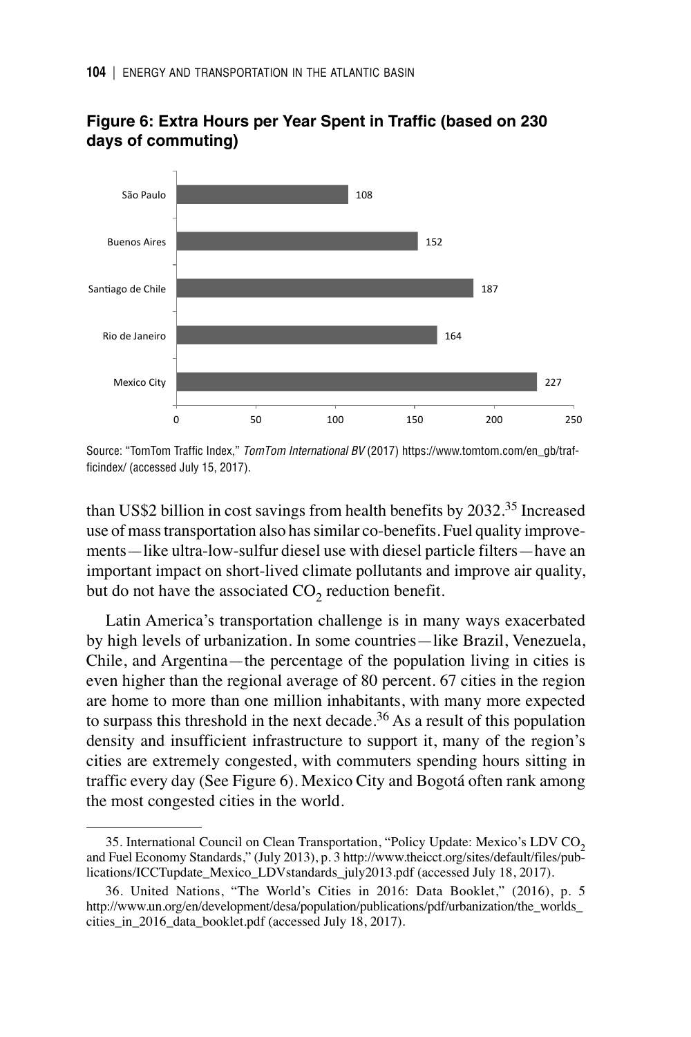**Figure 6: Extra Hours per Year Spent in Traffic (based on 230 days of commuting)**

| City | Extra Hours |
| --- | --- |
| São Paulo | 108 |
| Buenos Aires | 152 |
| Santiago de Chile | 187 |
| Rio de Janeiro | 164 |
| Mexico City | 227 |

Source: "TomTom Traffic Index," *TomTom International BV* (2017) https://www.tomtom.com/en_gb/trafficindex/ (accessed July 15, 2017).

than US$2 billion in cost savings from health benefits by 2032.[35] Increased use of mass transportation also has similar co-benefits. Fuel quality improvements—like ultra-low-sulfur diesel use with diesel particle filters—have an important impact on short-lived climate pollutants and improve air quality, but do not have the associated $CO_2$ reduction benefit.

Latin America's transportation challenge is in many ways exacerbated by high levels of urbanization. In some countries—like Brazil, Venezuela, Chile, and Argentina—the percentage of the population living in cities is even higher than the regional average of 80 percent. 67 cities in the region are home to more than one million inhabitants, with many more expected to surpass this threshold in the next decade.[36] As a result of this population density and insufficient infrastructure to support it, many of the region's cities are extremely congested, with commuters spending hours sitting in traffic every day (See Figure 6). Mexico City and Bogotá often rank among the most congested cities in the world.

---

35. International Council on Clean Transportation, "Policy Update: Mexico's LDV $CO_2$ and Fuel Economy Standards," (July 2013), p. 3 http://www.theicct.org/sites/default/files/publications/ICCTupdate_Mexico_LDVstandards_july2013.pdf (accessed July 18, 2017).

36. United Nations, "The World's Cities in 2016: Data Booklet," (2016), p. 5 http://www.un.org/en/development/desa/population/publications/pdf/urbanization/the_worlds_cities_in_2016_data_booklet.pdf (accessed July 18, 2017).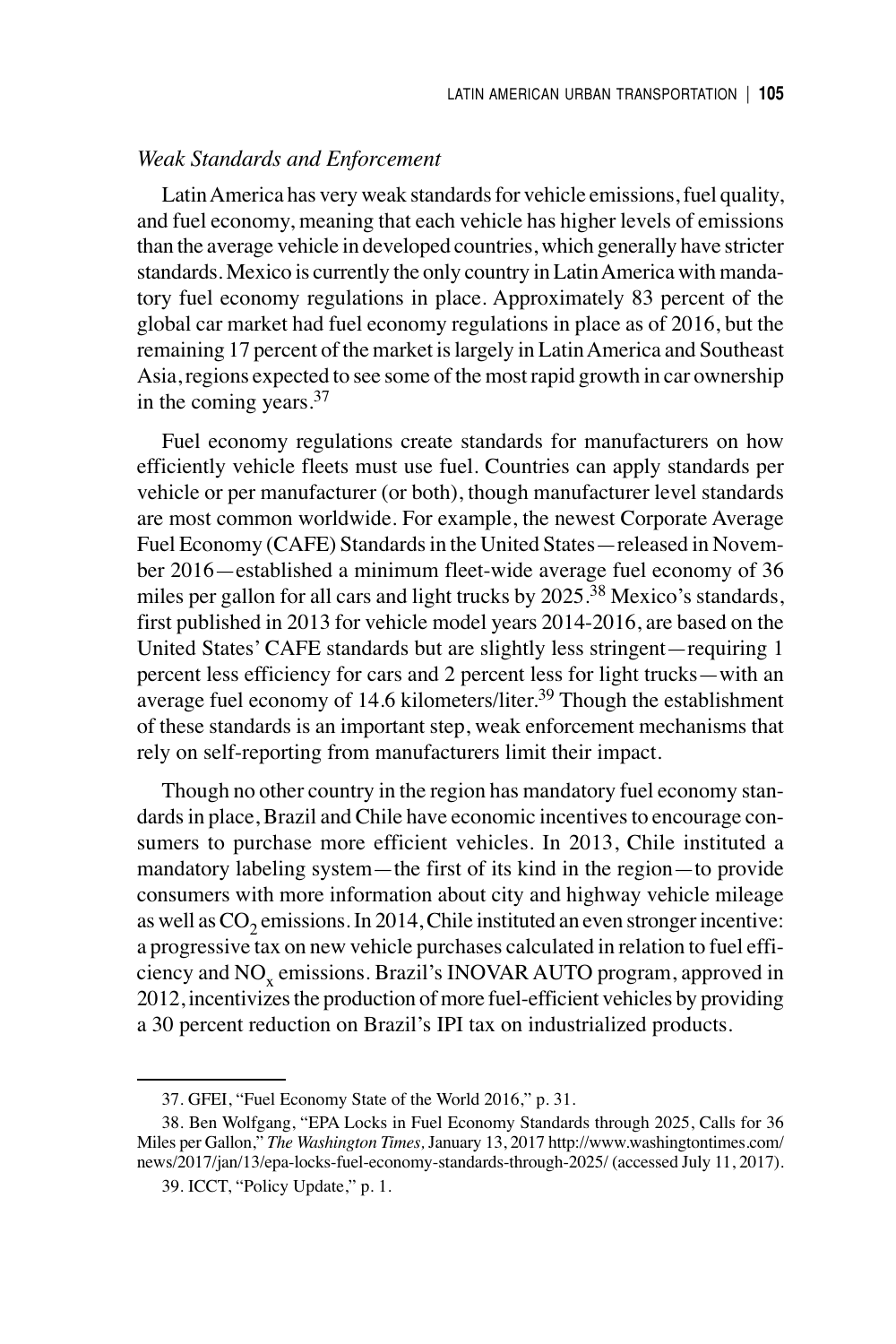*Weak Standards and Enforcement*

Latin America has very weak standards for vehicle emissions, fuel quality, and fuel economy, meaning that each vehicle has higher levels of emissions than the average vehicle in developed countries, which generally have stricter standards. Mexico is currently the only country in Latin America with mandatory fuel economy regulations in place. Approximately 83 percent of the global car market had fuel economy regulations in place as of 2016, but the remaining 17 percent of the market is largely in Latin America and Southeast Asia, regions expected to see some of the most rapid growth in car ownership in the coming years.[37]

Fuel economy regulations create standards for manufacturers on how efficiently vehicle fleets must use fuel. Countries can apply standards per vehicle or per manufacturer (or both), though manufacturer level standards are most common worldwide. For example, the newest Corporate Average Fuel Economy (CAFE) Standards in the United States—released in November 2016—established a minimum fleet-wide average fuel economy of 36 miles per gallon for all cars and light trucks by 2025.[38] Mexico's standards, first published in 2013 for vehicle model years 2014-2016, are based on the United States' CAFE standards but are slightly less stringent—requiring 1 percent less efficiency for cars and 2 percent less for light trucks—with an average fuel economy of 14.6 kilometers/liter.[39] Though the establishment of these standards is an important step, weak enforcement mechanisms that rely on self-reporting from manufacturers limit their impact.

Though no other country in the region has mandatory fuel economy standards in place, Brazil and Chile have economic incentives to encourage consumers to purchase more efficient vehicles. In 2013, Chile instituted a mandatory labeling system—the first of its kind in the region—to provide consumers with more information about city and highway vehicle mileage as well as $CO_2$ emissions. In 2014, Chile instituted an even stronger incentive: a progressive tax on new vehicle purchases calculated in relation to fuel efficiency and $NO_x$ emissions. Brazil's INOVAR AUTO program, approved in 2012, incentivizes the production of more fuel-efficient vehicles by providing a 30 percent reduction on Brazil's IPI tax on industrialized products.

---

37. GFEI, "Fuel Economy State of the World 2016," p. 31.

38. Ben Wolfgang, "EPA Locks in Fuel Economy Standards through 2025, Calls for 36 Miles per Gallon," *The Washington Times,* January 13, 2017 http://www.washingtontimes.com/news/2017/jan/13/epa-locks-fuel-economy-standards-through-2025/ (accessed July 11, 2017).

39. ICCT, "Policy Update," p. 1.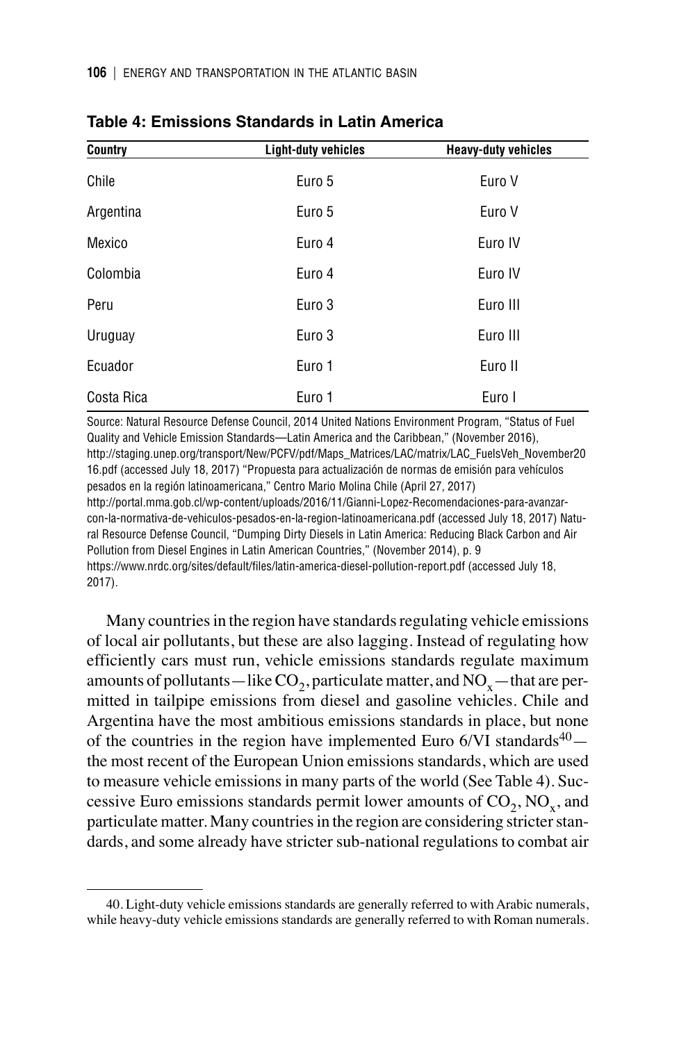**Table 4: Emissions Standards in Latin America**

| Country | Light-duty vehicles | Heavy-duty vehicles |
|---|---|---|
| Chile | Euro 5 | Euro V |
| Argentina | Euro 5 | Euro V |
| Mexico | Euro 4 | Euro IV |
| Colombia | Euro 4 | Euro IV |
| Peru | Euro 3 | Euro III |
| Uruguay | Euro 3 | Euro III |
| Ecuador | Euro 1 | Euro II |
| Costa Rica | Euro 1 | Euro I |

Source: Natural Resource Defense Council, 2014 United Nations Environment Program, "Status of Fuel Quality and Vehicle Emission Standards—Latin America and the Caribbean," (November 2016), http://staging.unep.org/transport/New/PCFV/pdf/Maps_Matrices/LAC/matrix/LAC_FuelsVeh_November2016.pdf (accessed July 18, 2017) "Propuesta para actualización de normas de emisión para vehículos pesados en la región latinoamericana," Centro Mario Molina Chile (April 27, 2017) http://portal.mma.gob.cl/wp-content/uploads/2016/11/Gianni-Lopez-Recomendaciones-para-avanzar-con-la-normativa-de-vehiculos-pesados-en-la-region-latinoamericana.pdf (accessed July 18, 2017) Natural Resource Defense Council, "Dumping Dirty Diesels in Latin America: Reducing Black Carbon and Air Pollution from Diesel Engines in Latin American Countries," (November 2014), p. 9 https://www.nrdc.org/sites/default/files/latin-america-diesel-pollution-report.pdf (accessed July 18, 2017).

Many countries in the region have standards regulating vehicle emissions of local air pollutants, but these are also lagging. Instead of regulating how efficiently cars must run, vehicle emissions standards regulate maximum amounts of pollutants—like $CO_2$, particulate matter, and $NO_x$—that are permitted in tailpipe emissions from diesel and gasoline vehicles. Chile and Argentina have the most ambitious emissions standards in place, but none of the countries in the region have implemented Euro 6/VI standards[40]—the most recent of the European Union emissions standards, which are used to measure vehicle emissions in many parts of the world (See Table 4). Successive Euro emissions standards permit lower amounts of $CO_2$, $NO_x$, and particulate matter. Many countries in the region are considering stricter standards, and some already have stricter sub-national regulations to combat air

40. Light-duty vehicle emissions standards are generally referred to with Arabic numerals, while heavy-duty vehicle emissions standards are generally referred to with Roman numerals.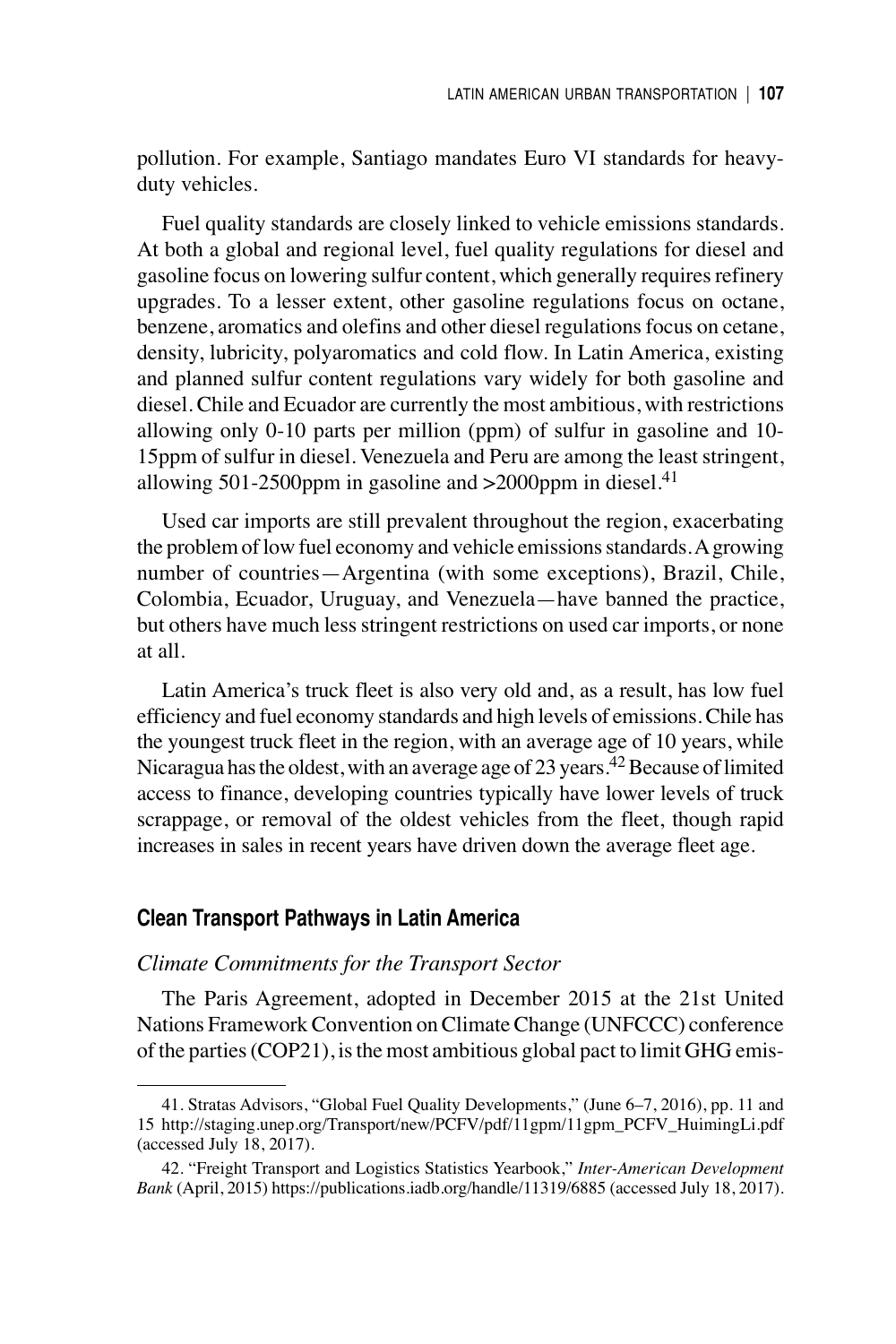pollution. For example, Santiago mandates Euro VI standards for heavy-duty vehicles.

Fuel quality standards are closely linked to vehicle emissions standards. At both a global and regional level, fuel quality regulations for diesel and gasoline focus on lowering sulfur content, which generally requires refinery upgrades. To a lesser extent, other gasoline regulations focus on octane, benzene, aromatics and olefins and other diesel regulations focus on cetane, density, lubricity, polyaromatics and cold flow. In Latin America, existing and planned sulfur content regulations vary widely for both gasoline and diesel. Chile and Ecuador are currently the most ambitious, with restrictions allowing only 0-10 parts per million (ppm) of sulfur in gasoline and 10-15ppm of sulfur in diesel. Venezuela and Peru are among the least stringent, allowing 501-2500ppm in gasoline and >2000ppm in diesel.[41]

Used car imports are still prevalent throughout the region, exacerbating the problem of low fuel economy and vehicle emissions standards. A growing number of countries—Argentina (with some exceptions), Brazil, Chile, Colombia, Ecuador, Uruguay, and Venezuela—have banned the practice, but others have much less stringent restrictions on used car imports, or none at all.

Latin America's truck fleet is also very old and, as a result, has low fuel efficiency and fuel economy standards and high levels of emissions. Chile has the youngest truck fleet in the region, with an average age of 10 years, while Nicaragua has the oldest, with an average age of 23 years.[42] Because of limited access to finance, developing countries typically have lower levels of truck scrappage, or removal of the oldest vehicles from the fleet, though rapid increases in sales in recent years have driven down the average fleet age.

## Clean Transport Pathways in Latin America

### *Climate Commitments for the Transport Sector*

The Paris Agreement, adopted in December 2015 at the 21st United Nations Framework Convention on Climate Change (UNFCCC) conference of the parties (COP21), is the most ambitious global pact to limit GHG emis-

---

41. Stratas Advisors, "Global Fuel Quality Developments," (June 6–7, 2016), pp. 11 and 15 http://staging.unep.org/Transport/new/PCFV/pdf/11gpm/11gpm_PCFV_HuimingLi.pdf (accessed July 18, 2017).

42. "Freight Transport and Logistics Statistics Yearbook," *Inter-American Development Bank* (April, 2015) https://publications.iadb.org/handle/11319/6885 (accessed July 18, 2017).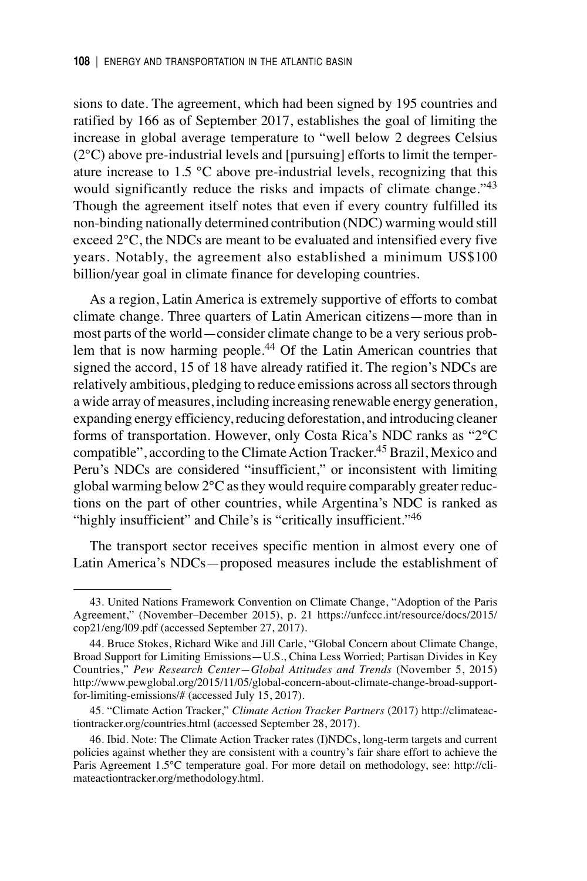sions to date. The agreement, which had been signed by 195 countries and ratified by 166 as of September 2017, establishes the goal of limiting the increase in global average temperature to "well below 2 degrees Celsius (2°C) above pre-industrial levels and [pursuing] efforts to limit the temperature increase to 1.5 °C above pre-industrial levels, recognizing that this would significantly reduce the risks and impacts of climate change."[43] Though the agreement itself notes that even if every country fulfilled its non-binding nationally determined contribution (NDC) warming would still exceed 2°C, the NDCs are meant to be evaluated and intensified every five years. Notably, the agreement also established a minimum US$100 billion/year goal in climate finance for developing countries.

As a region, Latin America is extremely supportive of efforts to combat climate change. Three quarters of Latin American citizens—more than in most parts of the world—consider climate change to be a very serious problem that is now harming people.[44] Of the Latin American countries that signed the accord, 15 of 18 have already ratified it. The region's NDCs are relatively ambitious, pledging to reduce emissions across all sectors through a wide array of measures, including increasing renewable energy generation, expanding energy efficiency, reducing deforestation, and introducing cleaner forms of transportation. However, only Costa Rica's NDC ranks as "2°C compatible", according to the Climate Action Tracker.[45] Brazil, Mexico and Peru's NDCs are considered "insufficient," or inconsistent with limiting global warming below 2°C as they would require comparably greater reductions on the part of other countries, while Argentina's NDC is ranked as "highly insufficient" and Chile's is "critically insufficient."[46]

The transport sector receives specific mention in almost every one of Latin America's NDCs—proposed measures include the establishment of

---

43. United Nations Framework Convention on Climate Change, "Adoption of the Paris Agreement," (November–December 2015), p. 21 https://unfccc.int/resource/docs/2015/cop21/eng/l09.pdf (accessed September 27, 2017).

44. Bruce Stokes, Richard Wike and Jill Carle, "Global Concern about Climate Change, Broad Support for Limiting Emissions—U.S., China Less Worried; Partisan Divides in Key Countries," *Pew Research Center—Global Attitudes and Trends* (November 5, 2015) http://www.pewglobal.org/2015/11/05/global-concern-about-climate-change-broad-support-for-limiting-emissions/# (accessed July 15, 2017).

45. "Climate Action Tracker," *Climate Action Tracker Partners* (2017) http://climateactiontracker.org/countries.html (accessed September 28, 2017).

46. Ibid. Note: The Climate Action Tracker rates (I)NDCs, long-term targets and current policies against whether they are consistent with a country's fair share effort to achieve the Paris Agreement 1.5°C temperature goal. For more detail on methodology, see: http://climateactiontracker.org/methodology.html.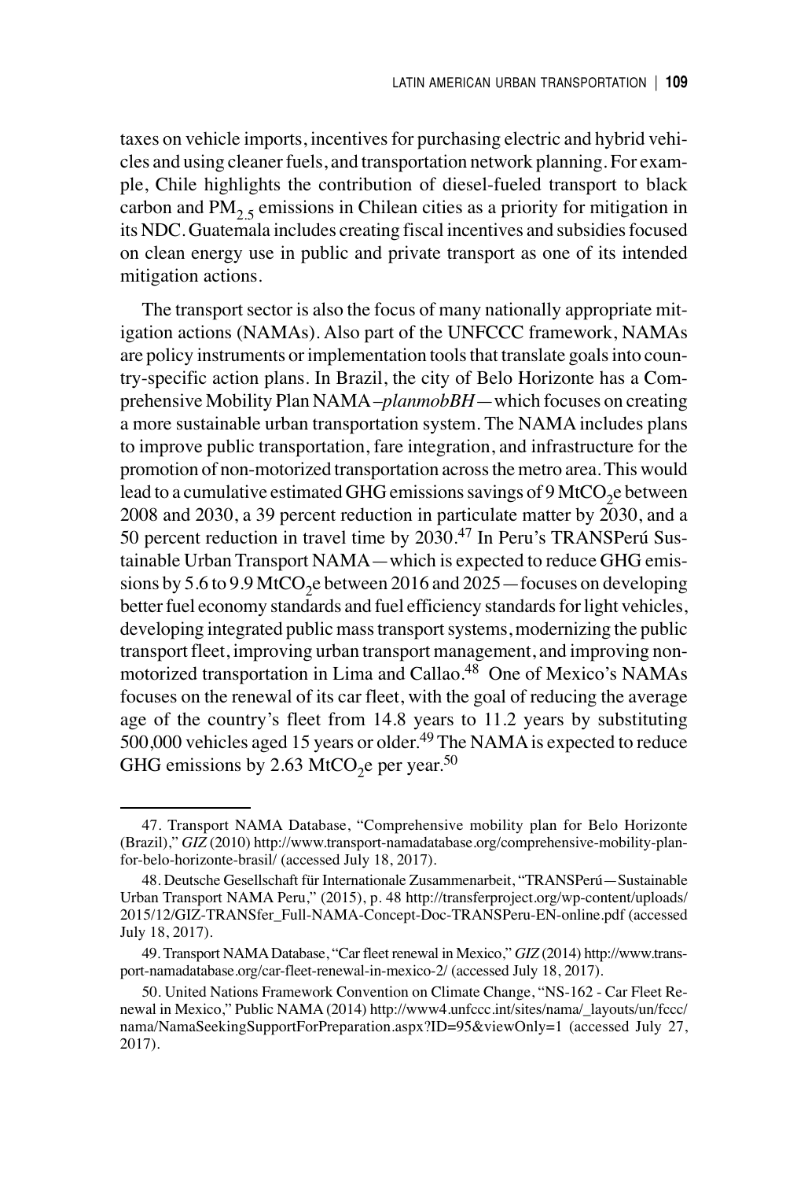taxes on vehicle imports, incentives for purchasing electric and hybrid vehicles and using cleaner fuels, and transportation network planning. For example, Chile highlights the contribution of diesel-fueled transport to black carbon and $PM_{2.5}$ emissions in Chilean cities as a priority for mitigation in its NDC. Guatemala includes creating fiscal incentives and subsidies focused on clean energy use in public and private transport as one of its intended mitigation actions.

The transport sector is also the focus of many nationally appropriate mitigation actions (NAMAs). Also part of the UNFCCC framework, NAMAs are policy instruments or implementation tools that translate goals into country-specific action plans. In Brazil, the city of Belo Horizonte has a Comprehensive Mobility Plan NAMA–*planmobBH*—which focuses on creating a more sustainable urban transportation system. The NAMA includes plans to improve public transportation, fare integration, and infrastructure for the promotion of non-motorized transportation across the metro area. This would lead to a cumulative estimated GHG emissions savings of 9 $MtCO_2e$ between 2008 and 2030, a 39 percent reduction in particulate matter by 2030, and a 50 percent reduction in travel time by 2030.[47] In Peru's TRANSPerú Sustainable Urban Transport NAMA—which is expected to reduce GHG emissions by 5.6 to 9.9 $MtCO_2e$ between 2016 and 2025—focuses on developing better fuel economy standards and fuel efficiency standards for light vehicles, developing integrated public mass transport systems, modernizing the public transport fleet, improving urban transport management, and improving non-motorized transportation in Lima and Callao.[48] One of Mexico's NAMAs focuses on the renewal of its car fleet, with the goal of reducing the average age of the country's fleet from 14.8 years to 11.2 years by substituting 500,000 vehicles aged 15 years or older.[49] The NAMA is expected to reduce GHG emissions by 2.63 $MtCO_2e$ per year.[50]

---

47. Transport NAMA Database, "Comprehensive mobility plan for Belo Horizonte (Brazil)," *GIZ* (2010) http://www.transport-namadatabase.org/comprehensive-mobility-plan-for-belo-horizonte-brasil/ (accessed July 18, 2017).

48. Deutsche Gesellschaft für Internationale Zusammenarbeit, "TRANSPerú—Sustainable Urban Transport NAMA Peru," (2015), p. 48 http://transferproject.org/wp-content/uploads/2015/12/GIZ-TRANSfer_Full-NAMA-Concept-Doc-TRANSPeru-EN-online.pdf (accessed July 18, 2017).

49. Transport NAMA Database, "Car fleet renewal in Mexico," *GIZ* (2014) http://www.transport-namadatabase.org/car-fleet-renewal-in-mexico-2/ (accessed July 18, 2017).

50. United Nations Framework Convention on Climate Change, "NS-162 - Car Fleet Renewal in Mexico," Public NAMA (2014) http://www4.unfccc.int/sites/nama/_layouts/un/fccc/nama/NamaSeekingSupportForPreparation.aspx?ID=95&viewOnly=1 (accessed July 27, 2017).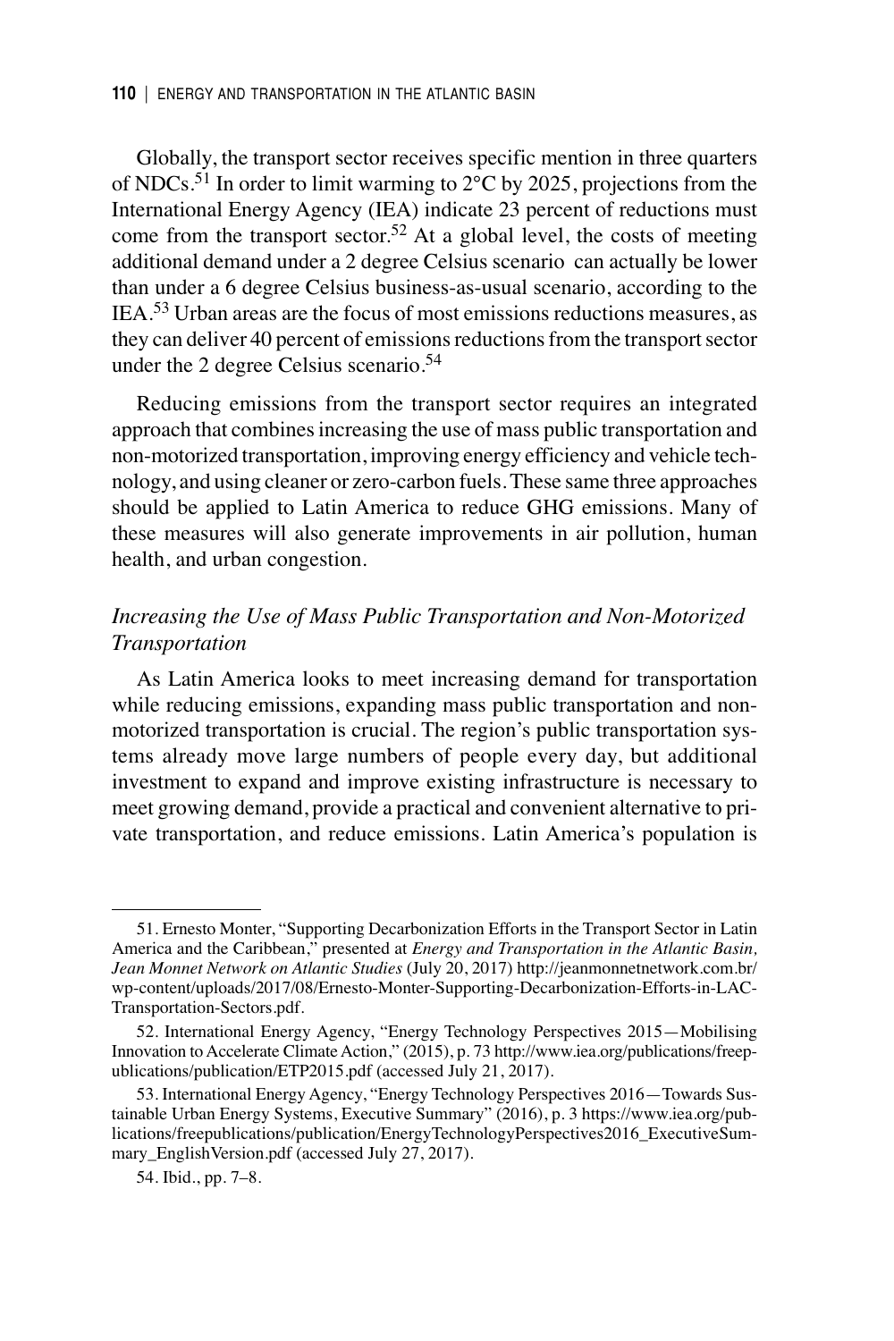Globally, the transport sector receives specific mention in three quarters of NDCs.[51] In order to limit warming to 2°C by 2025, projections from the International Energy Agency (IEA) indicate 23 percent of reductions must come from the transport sector.[52] At a global level, the costs of meeting additional demand under a 2 degree Celsius scenario can actually be lower than under a 6 degree Celsius business-as-usual scenario, according to the IEA.[53] Urban areas are the focus of most emissions reductions measures, as they can deliver 40 percent of emissions reductions from the transport sector under the 2 degree Celsius scenario.[54]

Reducing emissions from the transport sector requires an integrated approach that combines increasing the use of mass public transportation and non-motorized transportation, improving energy efficiency and vehicle technology, and using cleaner or zero-carbon fuels. These same three approaches should be applied to Latin America to reduce GHG emissions. Many of these measures will also generate improvements in air pollution, human health, and urban congestion.

### *Increasing the Use of Mass Public Transportation and Non-Motorized Transportation*

As Latin America looks to meet increasing demand for transportation while reducing emissions, expanding mass public transportation and non-motorized transportation is crucial. The region's public transportation systems already move large numbers of people every day, but additional investment to expand and improve existing infrastructure is necessary to meet growing demand, provide a practical and convenient alternative to private transportation, and reduce emissions. Latin America's population is

---

51. Ernesto Monter, "Supporting Decarbonization Efforts in the Transport Sector in Latin America and the Caribbean," presented at *Energy and Transportation in the Atlantic Basin, Jean Monnet Network on Atlantic Studies* (July 20, 2017) http://jeanmonnetnetwork.com.br/wp-content/uploads/2017/08/Ernesto-Monter-Supporting-Decarbonization-Efforts-in-LAC-Transportation-Sectors.pdf.

52. International Energy Agency, "Energy Technology Perspectives 2015—Mobilising Innovation to Accelerate Climate Action," (2015), p. 73 http://www.iea.org/publications/freepublications/publication/ETP2015.pdf (accessed July 21, 2017).

53. International Energy Agency, "Energy Technology Perspectives 2016—Towards Sustainable Urban Energy Systems, Executive Summary" (2016), p. 3 https://www.iea.org/publications/freepublications/publication/EnergyTechnologyPerspectives2016_ExecutiveSummary_EnglishVersion.pdf (accessed July 27, 2017).

54. Ibid., pp. 7–8.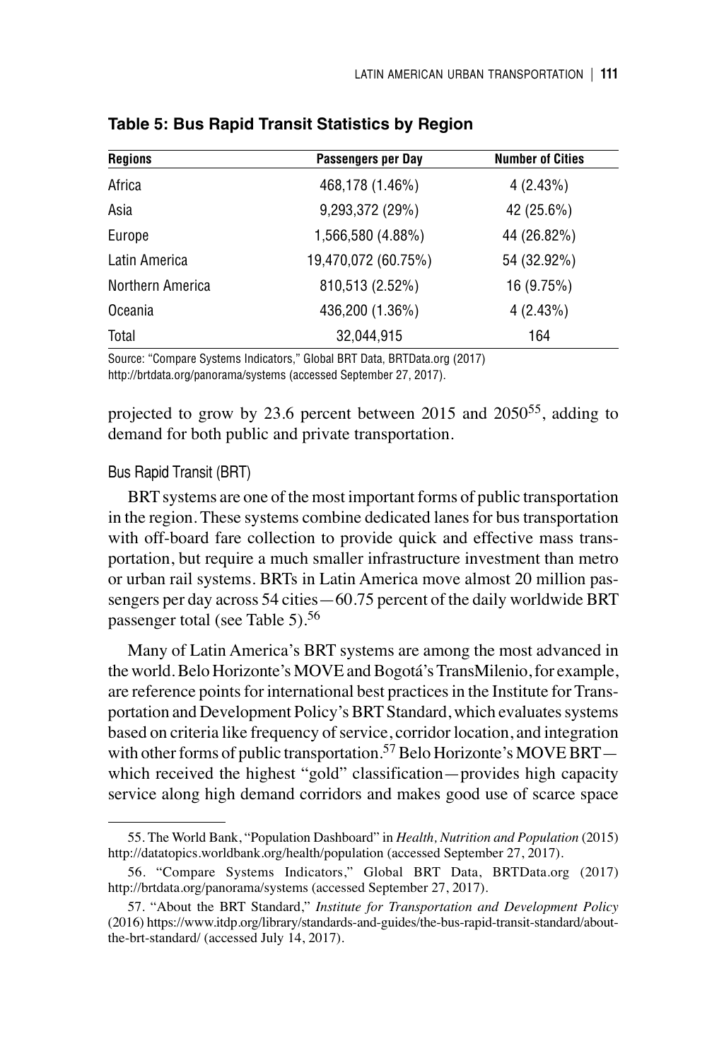**Table 5: Bus Rapid Transit Statistics by Region**

| Regions | Passengers per Day | Number of Cities |
| --- | --- | --- |
| Africa | 468,178 (1.46%) | 4 (2.43%) |
| Asia | 9,293,372 (29%) | 42 (25.6%) |
| Europe | 1,566,580 (4.88%) | 44 (26.82%) |
| Latin America | 19,470,072 (60.75%) | 54 (32.92%) |
| Northern America | 810,513 (2.52%) | 16 (9.75%) |
| Oceania | 436,200 (1.36%) | 4 (2.43%) |
| Total | 32,044,915 | 164 |

Source: "Compare Systems Indicators," Global BRT Data, BRTData.org (2017) http://brtdata.org/panorama/systems (accessed September 27, 2017).

projected to grow by 23.6 percent between 2015 and 2050[55], adding to demand for both public and private transportation.

### Bus Rapid Transit (BRT)

BRT systems are one of the most important forms of public transportation in the region. These systems combine dedicated lanes for bus transportation with off-board fare collection to provide quick and effective mass transportation, but require a much smaller infrastructure investment than metro or urban rail systems. BRTs in Latin America move almost 20 million passengers per day across 54 cities—60.75 percent of the daily worldwide BRT passenger total (see Table 5).[56]

Many of Latin America's BRT systems are among the most advanced in the world. Belo Horizonte's MOVE and Bogotá's TransMilenio, for example, are reference points for international best practices in the Institute for Transportation and Development Policy's BRT Standard, which evaluates systems based on criteria like frequency of service, corridor location, and integration with other forms of public transportation.[57] Belo Horizonte's MOVE BRT—which received the highest "gold" classification—provides high capacity service along high demand corridors and makes good use of scarce space

55. The World Bank, "Population Dashboard" in *Health, Nutrition and Population* (2015) http://datatopics.worldbank.org/health/population (accessed September 27, 2017).

56. "Compare Systems Indicators," Global BRT Data, BRTData.org (2017) http://brtdata.org/panorama/systems (accessed September 27, 2017).

57. "About the BRT Standard," *Institute for Transportation and Development Policy* (2016) https://www.itdp.org/library/standards-and-guides/the-bus-rapid-transit-standard/about-the-brt-standard/ (accessed July 14, 2017).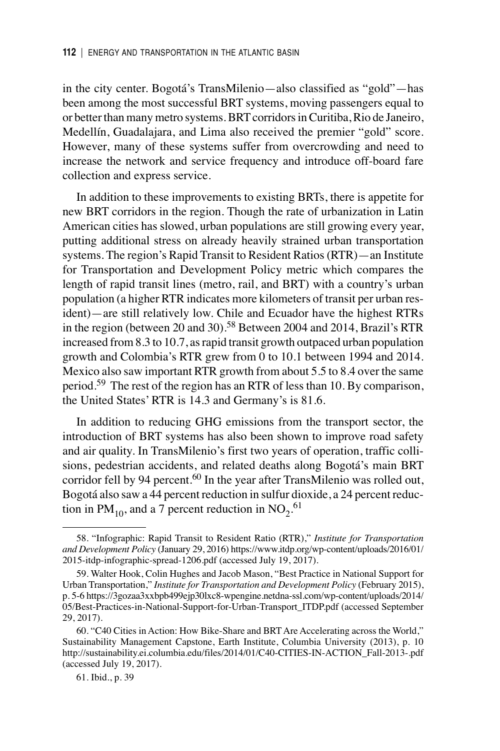in the city center. Bogotá's TransMilenio—also classified as "gold"—has been among the most successful BRT systems, moving passengers equal to or better than many metro systems. BRT corridors in Curitiba, Rio de Janeiro, Medellín, Guadalajara, and Lima also received the premier "gold" score. However, many of these systems suffer from overcrowding and need to increase the network and service frequency and introduce off-board fare collection and express service.

In addition to these improvements to existing BRTs, there is appetite for new BRT corridors in the region. Though the rate of urbanization in Latin American cities has slowed, urban populations are still growing every year, putting additional stress on already heavily strained urban transportation systems. The region's Rapid Transit to Resident Ratios (RTR)—an Institute for Transportation and Development Policy metric which compares the length of rapid transit lines (metro, rail, and BRT) with a country's urban population (a higher RTR indicates more kilometers of transit per urban resident)—are still relatively low. Chile and Ecuador have the highest RTRs in the region (between 20 and 30).[58] Between 2004 and 2014, Brazil's RTR increased from 8.3 to 10.7, as rapid transit growth outpaced urban population growth and Colombia's RTR grew from 0 to 10.1 between 1994 and 2014. Mexico also saw important RTR growth from about 5.5 to 8.4 over the same period.[59] The rest of the region has an RTR of less than 10. By comparison, the United States' RTR is 14.3 and Germany's is 81.6.

In addition to reducing GHG emissions from the transport sector, the introduction of BRT systems has also been shown to improve road safety and air quality. In TransMilenio's first two years of operation, traffic collisions, pedestrian accidents, and related deaths along Bogotá's main BRT corridor fell by 94 percent.[60] In the year after TransMilenio was rolled out, Bogotá also saw a 44 percent reduction in sulfur dioxide, a 24 percent reduction in $PM_{10}$, and a 7 percent reduction in $NO_2$.[61]

---

58. "Infographic: Rapid Transit to Resident Ratio (RTR)," *Institute for Transportation and Development Policy* (January 29, 2016) https://www.itdp.org/wp-content/uploads/2016/01/2015-itdp-infographic-spread-1206.pdf (accessed July 19, 2017).

59. Walter Hook, Colin Hughes and Jacob Mason, "Best Practice in National Support for Urban Transportation," *Institute for Transportation and Development Policy* (February 2015), p. 5-6 https://3gozaa3xxbpb499ejp30lxc8-wpengine.netdna-ssl.com/wp-content/uploads/2014/05/Best-Practices-in-National-Support-for-Urban-Transport_ITDP.pdf (accessed September 29, 2017).

60. "C40 Cities in Action: How Bike-Share and BRT Are Accelerating across the World," Sustainability Management Capstone, Earth Institute, Columbia University (2013), p. 10 http://sustainability.ei.columbia.edu/files/2014/01/C40-CITIES-IN-ACTION_Fall-2013-.pdf (accessed July 19, 2017).

61. Ibid., p. 39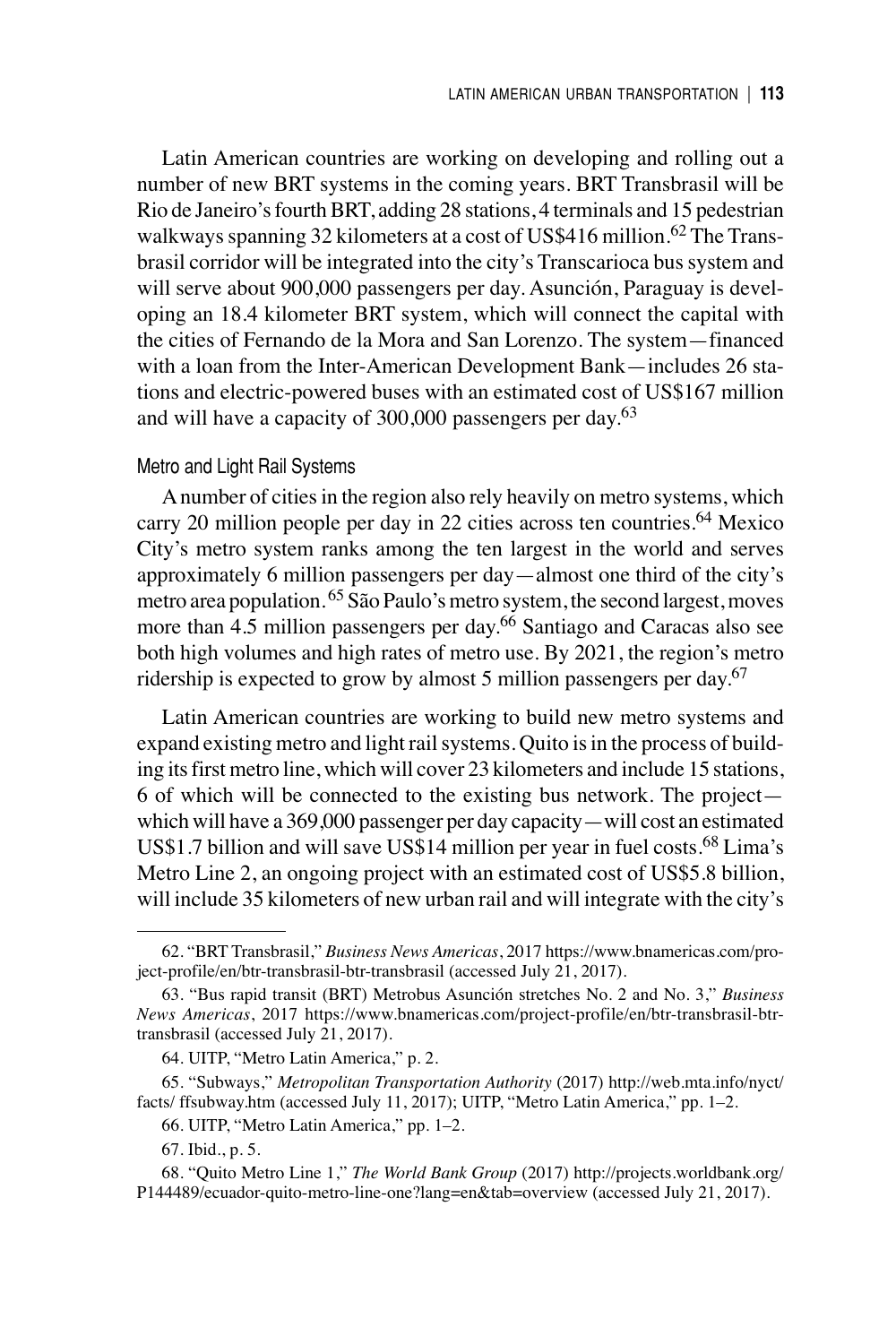Latin American countries are working on developing and rolling out a number of new BRT systems in the coming years. BRT Transbrasil will be Rio de Janeiro's fourth BRT, adding 28 stations, 4 terminals and 15 pedestrian walkways spanning 32 kilometers at a cost of US$416 million.[62] The Transbrasil corridor will be integrated into the city's Transcarioca bus system and will serve about 900,000 passengers per day. Asunción, Paraguay is developing an 18.4 kilometer BRT system, which will connect the capital with the cities of Fernando de la Mora and San Lorenzo. The system—financed with a loan from the Inter-American Development Bank—includes 26 stations and electric-powered buses with an estimated cost of US$167 million and will have a capacity of 300,000 passengers per day.[63]

### Metro and Light Rail Systems

A number of cities in the region also rely heavily on metro systems, which carry 20 million people per day in 22 cities across ten countries.[64] Mexico City's metro system ranks among the ten largest in the world and serves approximately 6 million passengers per day—almost one third of the city's metro area population.[65] São Paulo's metro system, the second largest, moves more than 4.5 million passengers per day.[66] Santiago and Caracas also see both high volumes and high rates of metro use. By 2021, the region's metro ridership is expected to grow by almost 5 million passengers per day.[67]

Latin American countries are working to build new metro systems and expand existing metro and light rail systems. Quito is in the process of building its first metro line, which will cover 23 kilometers and include 15 stations, 6 of which will be connected to the existing bus network. The project—which will have a 369,000 passenger per day capacity—will cost an estimated US$1.7 billion and will save US$14 million per year in fuel costs.[68] Lima's Metro Line 2, an ongoing project with an estimated cost of US$5.8 billion, will include 35 kilometers of new urban rail and will integrate with the city's

---

62. "BRT Transbrasil," *Business News Americas*, 2017 https://www.bnamericas.com/project-profile/en/btr-transbrasil-btr-transbrasil (accessed July 21, 2017).

63. "Bus rapid transit (BRT) Metrobus Asunción stretches No. 2 and No. 3," *Business News Americas*, 2017 https://www.bnamericas.com/project-profile/en/btr-transbrasil-btr-transbrasil (accessed July 21, 2017).

64. UITP, "Metro Latin America," p. 2.

65. "Subways," *Metropolitan Transportation Authority* (2017) http://web.mta.info/nyct/facts/ ffsubway.htm (accessed July 11, 2017); UITP, "Metro Latin America," pp. 1–2.

66. UITP, "Metro Latin America," pp. 1–2.

67. Ibid., p. 5.

68. "Quito Metro Line 1," *The World Bank Group* (2017) http://projects.worldbank.org/P144489/ecuador-quito-metro-line-one?lang=en&tab=overview (accessed July 21, 2017).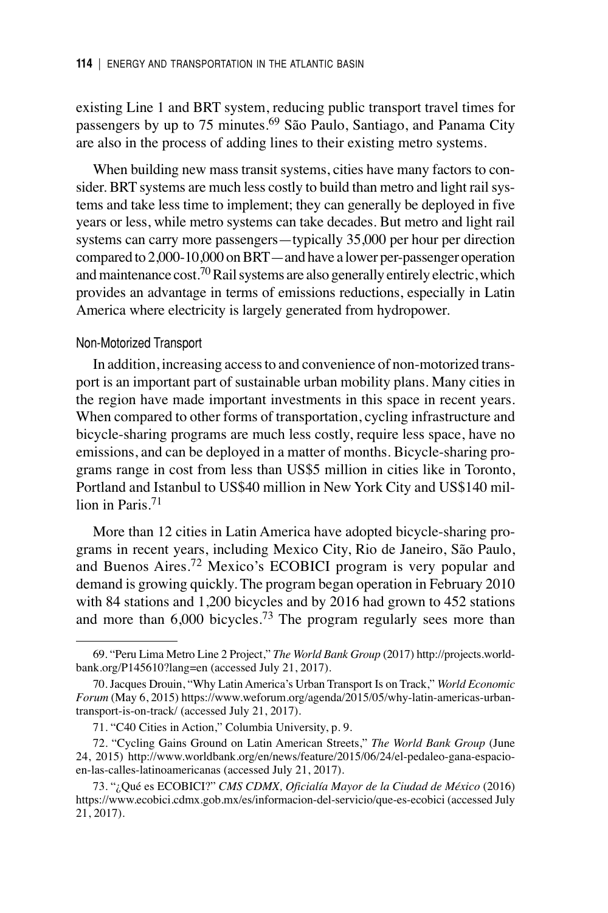existing Line 1 and BRT system, reducing public transport travel times for passengers by up to 75 minutes.[69] São Paulo, Santiago, and Panama City are also in the process of adding lines to their existing metro systems.

When building new mass transit systems, cities have many factors to consider. BRT systems are much less costly to build than metro and light rail systems and take less time to implement; they can generally be deployed in five years or less, while metro systems can take decades. But metro and light rail systems can carry more passengers—typically 35,000 per hour per direction compared to 2,000-10,000 on BRT—and have a lower per-passenger operation and maintenance cost.[70] Rail systems are also generally entirely electric, which provides an advantage in terms of emissions reductions, especially in Latin America where electricity is largely generated from hydropower.

### Non-Motorized Transport

In addition, increasing access to and convenience of non-motorized transport is an important part of sustainable urban mobility plans. Many cities in the region have made important investments in this space in recent years. When compared to other forms of transportation, cycling infrastructure and bicycle-sharing programs are much less costly, require less space, have no emissions, and can be deployed in a matter of months. Bicycle-sharing programs range in cost from less than US$5 million in cities like in Toronto, Portland and Istanbul to US$40 million in New York City and US$140 million in Paris.[71]

More than 12 cities in Latin America have adopted bicycle-sharing programs in recent years, including Mexico City, Rio de Janeiro, São Paulo, and Buenos Aires.[72] Mexico's ECOBICI program is very popular and demand is growing quickly. The program began operation in February 2010 with 84 stations and 1,200 bicycles and by 2016 had grown to 452 stations and more than 6,000 bicycles.[73] The program regularly sees more than

---

69. "Peru Lima Metro Line 2 Project," *The World Bank Group* (2017) http://projects.worldbank.org/P145610?lang=en (accessed July 21, 2017).

70. Jacques Drouin, "Why Latin America's Urban Transport Is on Track," *World Economic Forum* (May 6, 2015) https://www.weforum.org/agenda/2015/05/why-latin-americas-urban-transport-is-on-track/ (accessed July 21, 2017).

71. "C40 Cities in Action," Columbia University, p. 9.

72. "Cycling Gains Ground on Latin American Streets," *The World Bank Group* (June 24, 2015) http://www.worldbank.org/en/news/feature/2015/06/24/el-pedaleo-gana-espacio-en-las-calles-latinoamericanas (accessed July 21, 2017).

73. "¿Qué es ECOBICI?" *CMS CDMX, Oficialía Mayor de la Ciudad de México* (2016) https://www.ecobici.cdmx.gob.mx/es/informacion-del-servicio/que-es-ecobici (accessed July 21, 2017).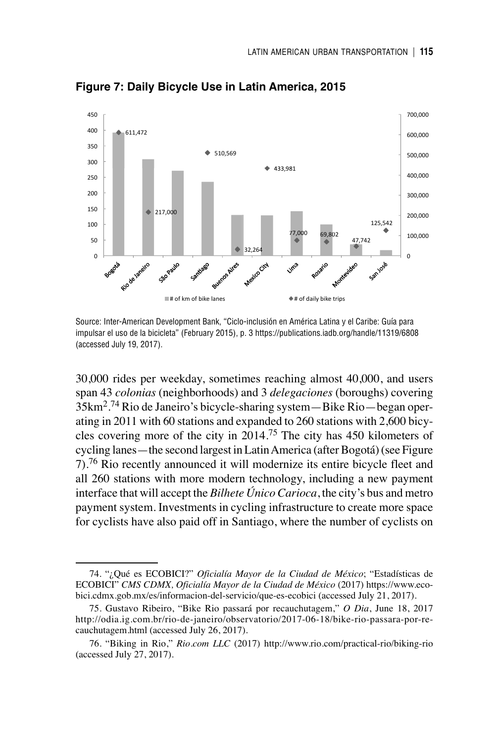**Figure 7: Daily Bicycle Use in Latin America, 2015**

Source: Inter-American Development Bank, "Ciclo-inclusión en América Latina y el Caribe: Guía para impulsar el uso de la bicicleta" (February 2015), p. 3 https://publications.iadb.org/handle/11319/6808 (accessed July 19, 2017).

30,000 rides per weekday, sometimes reaching almost 40,000, and users span 43 *colonias* (neighborhoods) and 3 *delegaciones* (boroughs) covering 35km².[74] Rio de Janeiro's bicycle-sharing system—Bike Rio—began operating in 2011 with 60 stations and expanded to 260 stations with 2,600 bicycles covering more of the city in 2014.[75] The city has 450 kilometers of cycling lanes—the second largest in Latin America (after Bogotá) (see Figure 7).[76] Rio recently announced it will modernize its entire bicycle fleet and all 260 stations with more modern technology, including a new payment interface that will accept the *Bilhete Único Carioca*, the city's bus and metro payment system. Investments in cycling infrastructure to create more space for cyclists have also paid off in Santiago, where the number of cyclists on

---

74. "¿Qué es ECOBICI?" *Oficialía Mayor de la Ciudad de México*; "Estadísticas de ECOBICI" *CMS CDMX, Oficialía Mayor de la Ciudad de México* (2017) https://www.ecobici.cdmx.gob.mx/es/informacion-del-servicio/que-es-ecobici (accessed July 21, 2017).

75. Gustavo Ribeiro, "Bike Rio passará por recauchutagem," *O Dia*, June 18, 2017 http://odia.ig.com.br/rio-de-janeiro/observatorio/2017-06-18/bike-rio-passara-por-recauchutagem.html (accessed July 26, 2017).

76. "Biking in Rio," *Rio.com LLC* (2017) http://www.rio.com/practical-rio/biking-rio (accessed July 27, 2017).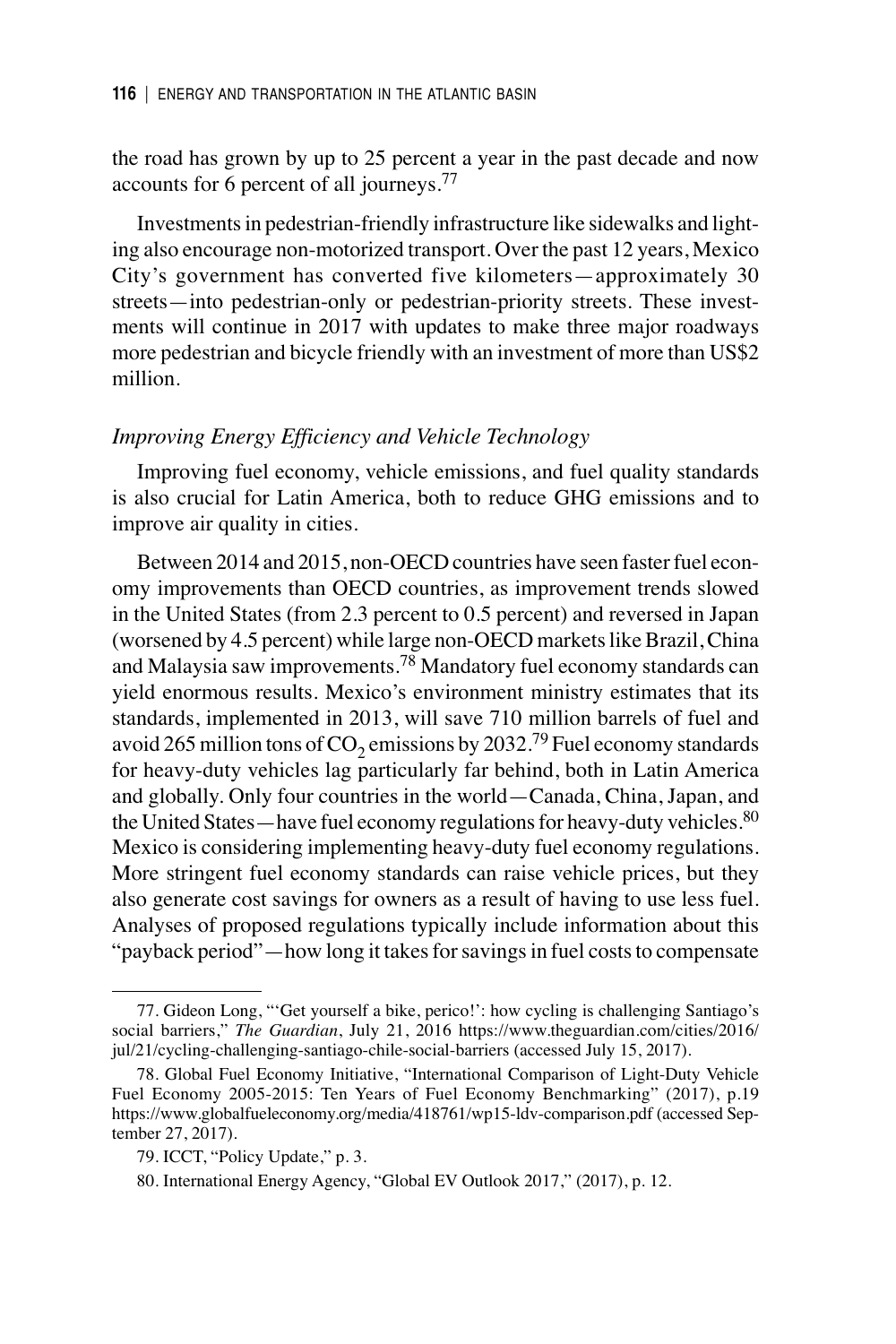the road has grown by up to 25 percent a year in the past decade and now accounts for 6 percent of all journeys.[77]

Investments in pedestrian-friendly infrastructure like sidewalks and lighting also encourage non-motorized transport. Over the past 12 years, Mexico City's government has converted five kilometers—approximately 30 streets—into pedestrian-only or pedestrian-priority streets. These investments will continue in 2017 with updates to make three major roadways more pedestrian and bicycle friendly with an investment of more than US$2 million.

### *Improving Energy Efficiency and Vehicle Technology*

Improving fuel economy, vehicle emissions, and fuel quality standards is also crucial for Latin America, both to reduce GHG emissions and to improve air quality in cities.

Between 2014 and 2015, non-OECD countries have seen faster fuel economy improvements than OECD countries, as improvement trends slowed in the United States (from 2.3 percent to 0.5 percent) and reversed in Japan (worsened by 4.5 percent) while large non-OECD markets like Brazil, China and Malaysia saw improvements.[78] Mandatory fuel economy standards can yield enormous results. Mexico's environment ministry estimates that its standards, implemented in 2013, will save 710 million barrels of fuel and avoid 265 million tons of $CO_2$ emissions by 2032.[79] Fuel economy standards for heavy-duty vehicles lag particularly far behind, both in Latin America and globally. Only four countries in the world—Canada, China, Japan, and the United States—have fuel economy regulations for heavy-duty vehicles.[80] Mexico is considering implementing heavy-duty fuel economy regulations. More stringent fuel economy standards can raise vehicle prices, but they also generate cost savings for owners as a result of having to use less fuel. Analyses of proposed regulations typically include information about this "payback period"—how long it takes for savings in fuel costs to compensate

---

77. Gideon Long, "'Get yourself a bike, perico!': how cycling is challenging Santiago's social barriers," *The Guardian*, July 21, 2016 https://www.theguardian.com/cities/2016/jul/21/cycling-challenging-santiago-chile-social-barriers (accessed July 15, 2017).

78. Global Fuel Economy Initiative, "International Comparison of Light-Duty Vehicle Fuel Economy 2005-2015: Ten Years of Fuel Economy Benchmarking" (2017), p.19 https://www.globalfueleconomy.org/media/418761/wp15-ldv-comparison.pdf (accessed September 27, 2017).

79. ICCT, "Policy Update," p. 3.

80. International Energy Agency, "Global EV Outlook 2017," (2017), p. 12.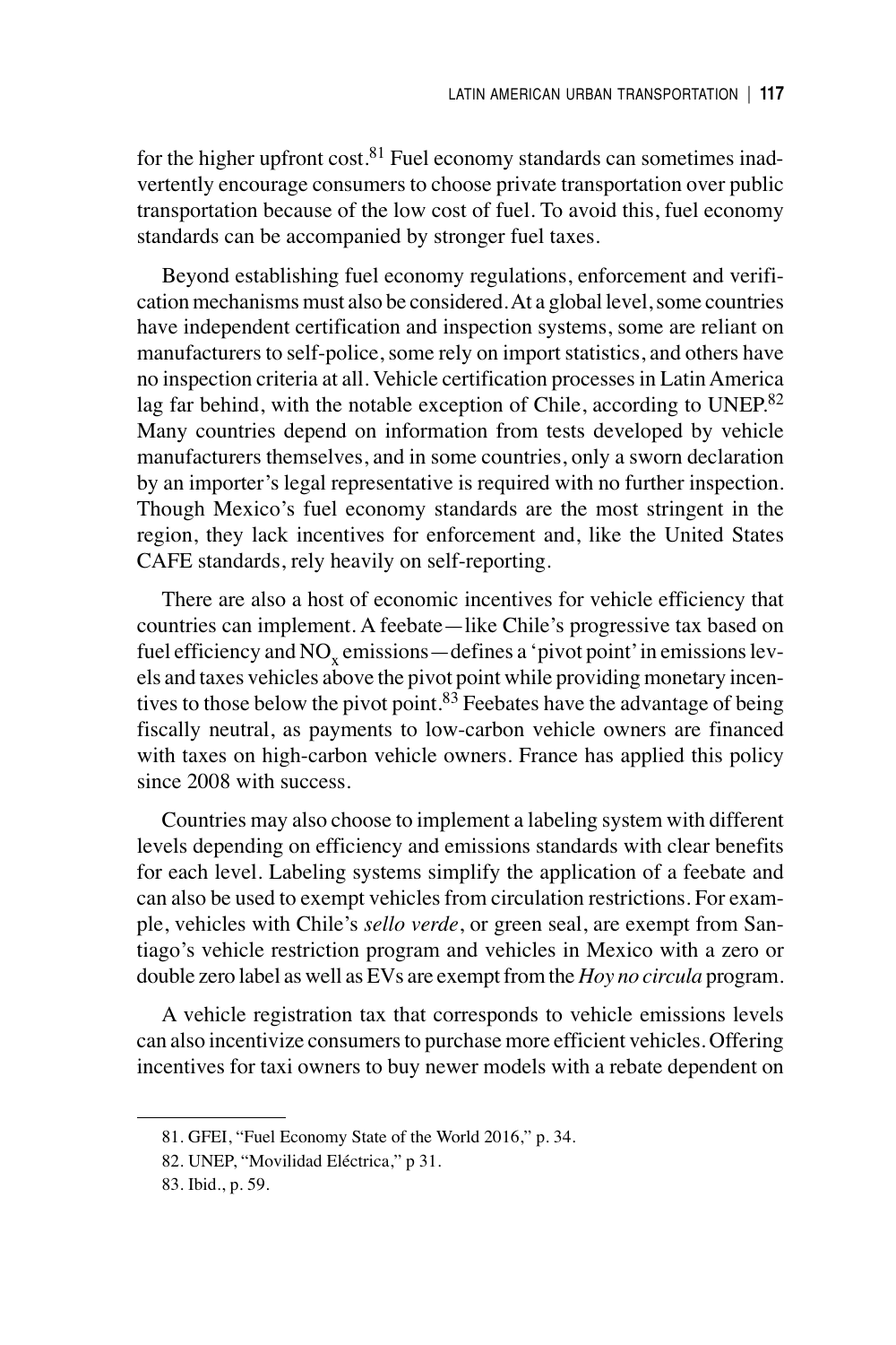for the higher upfront cost.[81] Fuel economy standards can sometimes inadvertently encourage consumers to choose private transportation over public transportation because of the low cost of fuel. To avoid this, fuel economy standards can be accompanied by stronger fuel taxes.

Beyond establishing fuel economy regulations, enforcement and verification mechanisms must also be considered. At a global level, some countries have independent certification and inspection systems, some are reliant on manufacturers to self-police, some rely on import statistics, and others have no inspection criteria at all. Vehicle certification processes in Latin America lag far behind, with the notable exception of Chile, according to UNEP.[82] Many countries depend on information from tests developed by vehicle manufacturers themselves, and in some countries, only a sworn declaration by an importer's legal representative is required with no further inspection. Though Mexico's fuel economy standards are the most stringent in the region, they lack incentives for enforcement and, like the United States CAFE standards, rely heavily on self-reporting.

There are also a host of economic incentives for vehicle efficiency that countries can implement. A feebate—like Chile's progressive tax based on fuel efficiency and $NO_x$ emissions—defines a 'pivot point' in emissions levels and taxes vehicles above the pivot point while providing monetary incentives to those below the pivot point.[83] Feebates have the advantage of being fiscally neutral, as payments to low-carbon vehicle owners are financed with taxes on high-carbon vehicle owners. France has applied this policy since 2008 with success.

Countries may also choose to implement a labeling system with different levels depending on efficiency and emissions standards with clear benefits for each level. Labeling systems simplify the application of a feebate and can also be used to exempt vehicles from circulation restrictions. For example, vehicles with Chile's *sello verde*, or green seal, are exempt from Santiago's vehicle restriction program and vehicles in Mexico with a zero or double zero label as well as EVs are exempt from the *Hoy no circula* program.

A vehicle registration tax that corresponds to vehicle emissions levels can also incentivize consumers to purchase more efficient vehicles. Offering incentives for taxi owners to buy newer models with a rebate dependent on

81. GFEI, "Fuel Economy State of the World 2016," p. 34.

82. UNEP, "Movilidad Eléctrica," p 31.

83. Ibid., p. 59.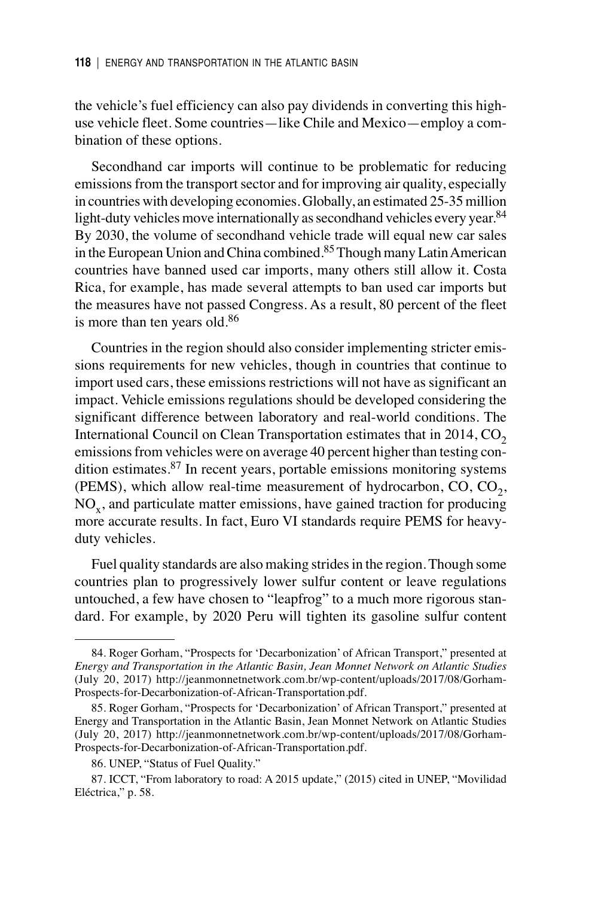the vehicle's fuel efficiency can also pay dividends in converting this high-use vehicle fleet. Some countries—like Chile and Mexico—employ a combination of these options.

Secondhand car imports will continue to be problematic for reducing emissions from the transport sector and for improving air quality, especially in countries with developing economies. Globally, an estimated 25-35 million light-duty vehicles move internationally as secondhand vehicles every year.[84] By 2030, the volume of secondhand vehicle trade will equal new car sales in the European Union and China combined.[85] Though many Latin American countries have banned used car imports, many others still allow it. Costa Rica, for example, has made several attempts to ban used car imports but the measures have not passed Congress. As a result, 80 percent of the fleet is more than ten years old.[86]

Countries in the region should also consider implementing stricter emissions requirements for new vehicles, though in countries that continue to import used cars, these emissions restrictions will not have as significant an impact. Vehicle emissions regulations should be developed considering the significant difference between laboratory and real-world conditions. The International Council on Clean Transportation estimates that in 2014, $CO_2$ emissions from vehicles were on average 40 percent higher than testing condition estimates.[87] In recent years, portable emissions monitoring systems (PEMS), which allow real-time measurement of hydrocarbon, CO, $CO_2$, $NO_x$, and particulate matter emissions, have gained traction for producing more accurate results. In fact, Euro VI standards require PEMS for heavy-duty vehicles.

Fuel quality standards are also making strides in the region. Though some countries plan to progressively lower sulfur content or leave regulations untouched, a few have chosen to "leapfrog" to a much more rigorous standard. For example, by 2020 Peru will tighten its gasoline sulfur content

---

84. Roger Gorham, "Prospects for 'Decarbonization' of African Transport," presented at *Energy and Transportation in the Atlantic Basin, Jean Monnet Network on Atlantic Studies* (July 20, 2017) http://jeanmonnetnetwork.com.br/wp-content/uploads/2017/08/Gorham-Prospects-for-Decarbonization-of-African-Transportation.pdf.

85. Roger Gorham, "Prospects for 'Decarbonization' of African Transport," presented at Energy and Transportation in the Atlantic Basin, Jean Monnet Network on Atlantic Studies (July 20, 2017) http://jeanmonnetnetwork.com.br/wp-content/uploads/2017/08/Gorham-Prospects-for-Decarbonization-of-African-Transportation.pdf.

86. UNEP, "Status of Fuel Quality."

87. ICCT, "From laboratory to road: A 2015 update," (2015) cited in UNEP, "Movilidad Eléctrica," p. 58.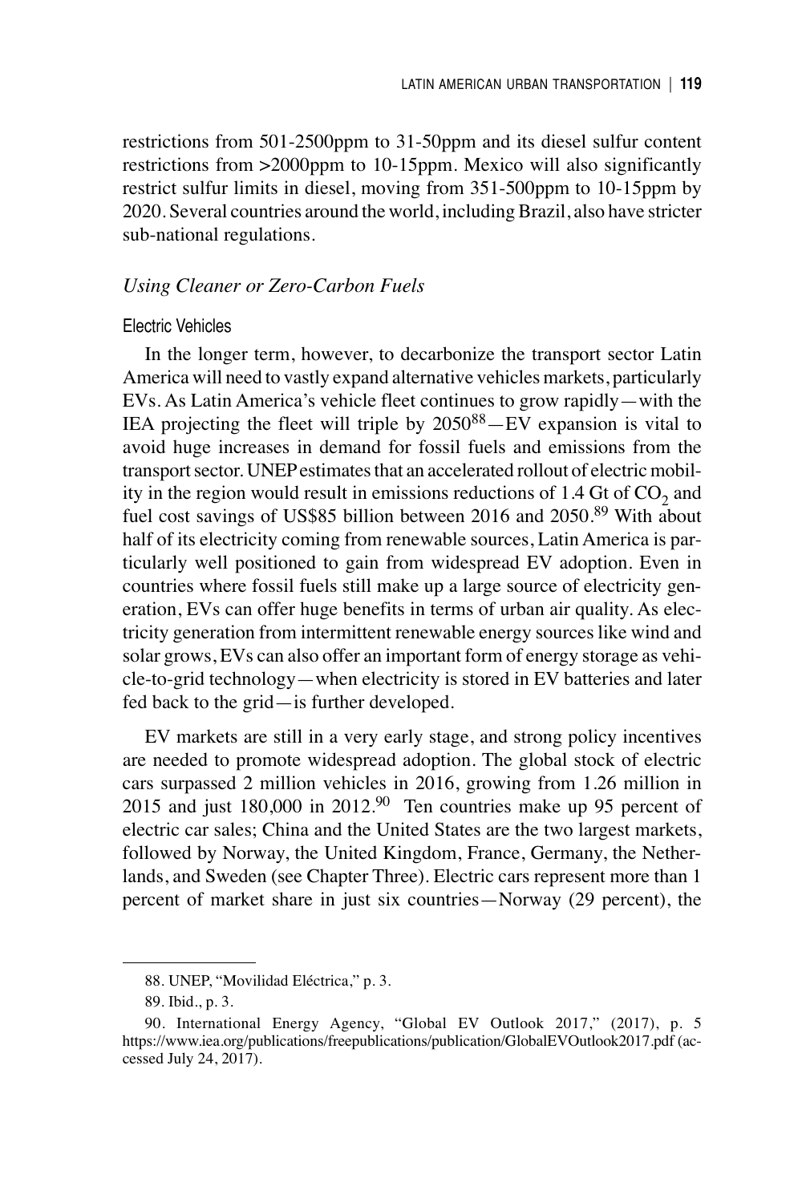restrictions from 501-2500ppm to 31-50ppm and its diesel sulfur content restrictions from >2000ppm to 10-15ppm. Mexico will also significantly restrict sulfur limits in diesel, moving from 351-500ppm to 10-15ppm by 2020. Several countries around the world, including Brazil, also have stricter sub-national regulations.

### *Using Cleaner or Zero-Carbon Fuels*

#### Electric Vehicles

In the longer term, however, to decarbonize the transport sector Latin America will need to vastly expand alternative vehicles markets, particularly EVs. As Latin America's vehicle fleet continues to grow rapidly—with the IEA projecting the fleet will triple by 2050[88]—EV expansion is vital to avoid huge increases in demand for fossil fuels and emissions from the transport sector. UNEP estimates that an accelerated rollout of electric mobility in the region would result in emissions reductions of 1.4 Gt of $CO_2$ and fuel cost savings of US$85 billion between 2016 and 2050.[89] With about half of its electricity coming from renewable sources, Latin America is particularly well positioned to gain from widespread EV adoption. Even in countries where fossil fuels still make up a large source of electricity generation, EVs can offer huge benefits in terms of urban air quality. As electricity generation from intermittent renewable energy sources like wind and solar grows, EVs can also offer an important form of energy storage as vehicle-to-grid technology—when electricity is stored in EV batteries and later fed back to the grid—is further developed.

EV markets are still in a very early stage, and strong policy incentives are needed to promote widespread adoption. The global stock of electric cars surpassed 2 million vehicles in 2016, growing from 1.26 million in 2015 and just 180,000 in 2012.[90] Ten countries make up 95 percent of electric car sales; China and the United States are the two largest markets, followed by Norway, the United Kingdom, France, Germany, the Netherlands, and Sweden (see Chapter Three). Electric cars represent more than 1 percent of market share in just six countries—Norway (29 percent), the

---

88. UNEP, "Movilidad Eléctrica," p. 3.

89. Ibid., p. 3.

90. International Energy Agency, "Global EV Outlook 2017," (2017), p. 5 https://www.iea.org/publications/freepublications/publication/GlobalEVOutlook2017.pdf (accessed July 24, 2017).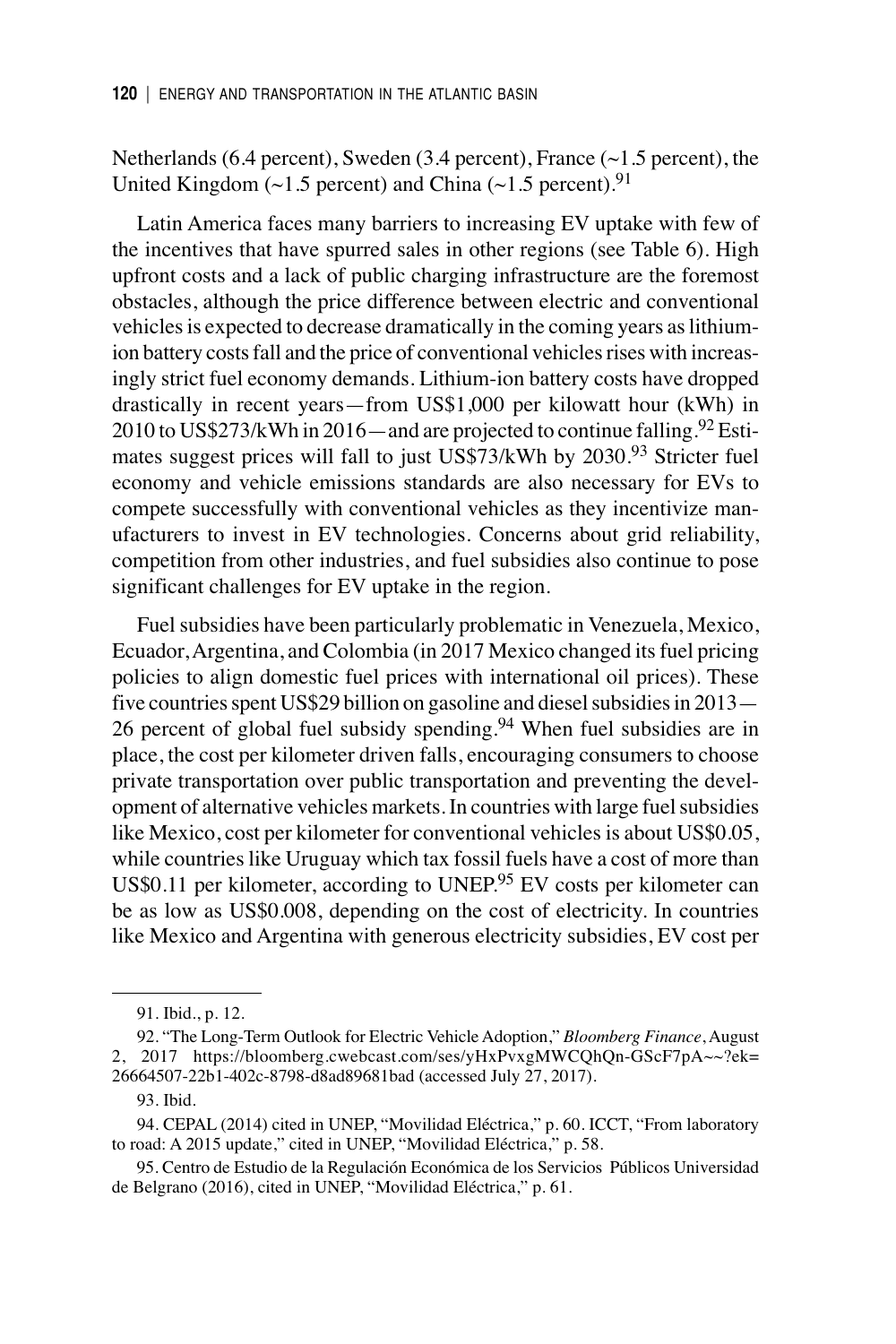Netherlands (6.4 percent), Sweden (3.4 percent), France (~1.5 percent), the United Kingdom (~1.5 percent) and China (~1.5 percent).[91]

Latin America faces many barriers to increasing EV uptake with few of the incentives that have spurred sales in other regions (see Table 6). High upfront costs and a lack of public charging infrastructure are the foremost obstacles, although the price difference between electric and conventional vehicles is expected to decrease dramatically in the coming years as lithium-ion battery costs fall and the price of conventional vehicles rises with increasingly strict fuel economy demands. Lithium-ion battery costs have dropped drastically in recent years—from US$1,000 per kilowatt hour (kWh) in 2010 to US$273/kWh in 2016—and are projected to continue falling.[92] Estimates suggest prices will fall to just US$73/kWh by 2030.[93] Stricter fuel economy and vehicle emissions standards are also necessary for EVs to compete successfully with conventional vehicles as they incentivize manufacturers to invest in EV technologies. Concerns about grid reliability, competition from other industries, and fuel subsidies also continue to pose significant challenges for EV uptake in the region.

Fuel subsidies have been particularly problematic in Venezuela, Mexico, Ecuador, Argentina, and Colombia (in 2017 Mexico changed its fuel pricing policies to align domestic fuel prices with international oil prices). These five countries spent US$29 billion on gasoline and diesel subsidies in 2013—26 percent of global fuel subsidy spending.[94] When fuel subsidies are in place, the cost per kilometer driven falls, encouraging consumers to choose private transportation over public transportation and preventing the development of alternative vehicles markets. In countries with large fuel subsidies like Mexico, cost per kilometer for conventional vehicles is about US$0.05, while countries like Uruguay which tax fossil fuels have a cost of more than US$0.11 per kilometer, according to UNEP.[95] EV costs per kilometer can be as low as US$0.008, depending on the cost of electricity. In countries like Mexico and Argentina with generous electricity subsidies, EV cost per

---

91. Ibid., p. 12.

92. "The Long-Term Outlook for Electric Vehicle Adoption," *Bloomberg Finance*, August 2, 2017 https://bloomberg.cwebcast.com/ses/yHxPvxgMWCQhQn-GScF7pA~~?ek=26664507-22b1-402c-8798-d8ad89681bad (accessed July 27, 2017).

93. Ibid.

94. CEPAL (2014) cited in UNEP, "Movilidad Eléctrica," p. 60. ICCT, "From laboratory to road: A 2015 update," cited in UNEP, "Movilidad Eléctrica," p. 58.

95. Centro de Estudio de la Regulación Económica de los Servicios Públicos Universidad de Belgrano (2016), cited in UNEP, "Movilidad Eléctrica," p. 61.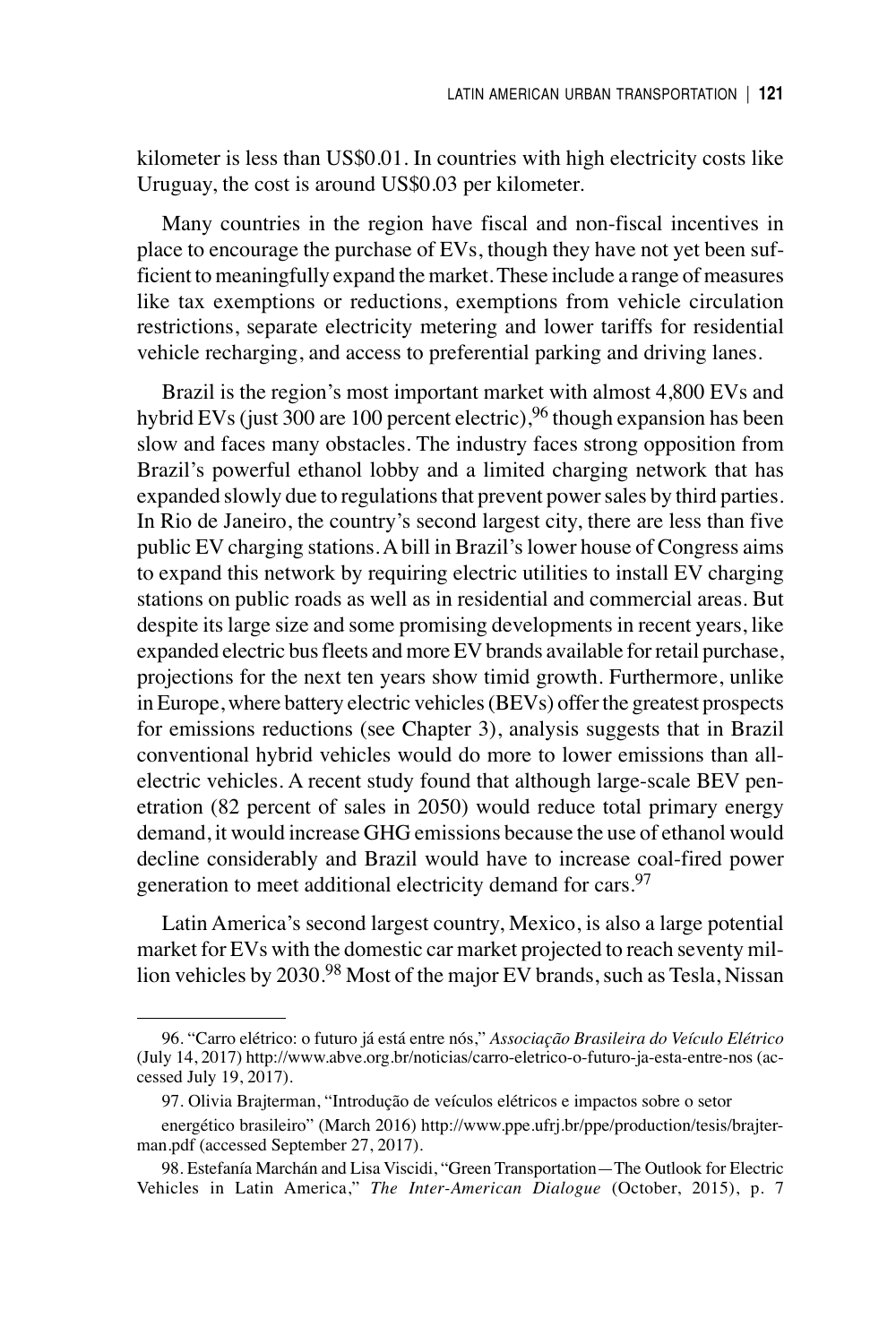kilometer is less than US$0.01. In countries with high electricity costs like Uruguay, the cost is around US$0.03 per kilometer.

Many countries in the region have fiscal and non-fiscal incentives in place to encourage the purchase of EVs, though they have not yet been sufficient to meaningfully expand the market. These include a range of measures like tax exemptions or reductions, exemptions from vehicle circulation restrictions, separate electricity metering and lower tariffs for residential vehicle recharging, and access to preferential parking and driving lanes.

Brazil is the region's most important market with almost 4,800 EVs and hybrid EVs (just 300 are 100 percent electric),[96] though expansion has been slow and faces many obstacles. The industry faces strong opposition from Brazil's powerful ethanol lobby and a limited charging network that has expanded slowly due to regulations that prevent power sales by third parties. In Rio de Janeiro, the country's second largest city, there are less than five public EV charging stations. A bill in Brazil's lower house of Congress aims to expand this network by requiring electric utilities to install EV charging stations on public roads as well as in residential and commercial areas. But despite its large size and some promising developments in recent years, like expanded electric bus fleets and more EV brands available for retail purchase, projections for the next ten years show timid growth. Furthermore, unlike in Europe, where battery electric vehicles (BEVs) offer the greatest prospects for emissions reductions (see Chapter 3), analysis suggests that in Brazil conventional hybrid vehicles would do more to lower emissions than all-electric vehicles. A recent study found that although large-scale BEV penetration (82 percent of sales in 2050) would reduce total primary energy demand, it would increase GHG emissions because the use of ethanol would decline considerably and Brazil would have to increase coal-fired power generation to meet additional electricity demand for cars.[97]

Latin America's second largest country, Mexico, is also a large potential market for EVs with the domestic car market projected to reach seventy million vehicles by 2030.[98] Most of the major EV brands, such as Tesla, Nissan

---

96. "Carro elétrico: o futuro já está entre nós," *Associação Brasileira do Veículo Elétrico* (July 14, 2017) http://www.abve.org.br/noticias/carro-eletrico-o-futuro-ja-esta-entre-nos (accessed July 19, 2017).

97. Olivia Brajterman, "Introdução de veículos elétricos e impactos sobre o setor energético brasileiro" (March 2016) http://www.ppe.ufrj.br/ppe/production/tesis/brajterman.pdf (accessed September 27, 2017).

98. Estefanía Marchán and Lisa Viscidi, "Green Transportation—The Outlook for Electric Vehicles in Latin America," *The Inter-American Dialogue* (October, 2015), p. 7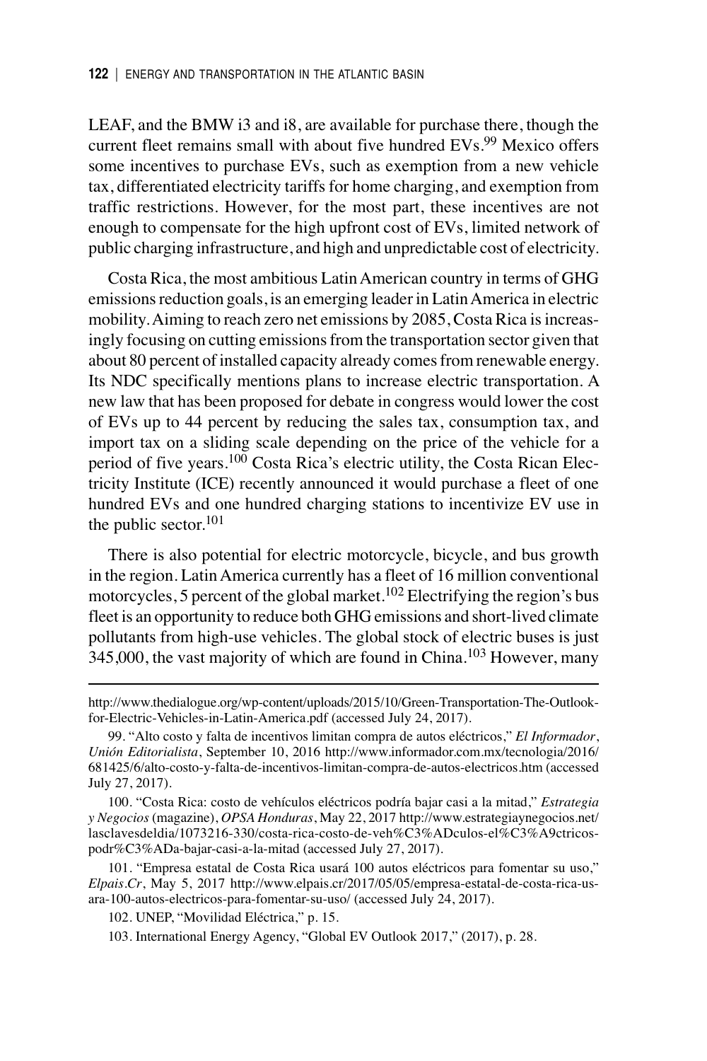LEAF, and the BMW i3 and i8, are available for purchase there, though the current fleet remains small with about five hundred EVs.[99] Mexico offers some incentives to purchase EVs, such as exemption from a new vehicle tax, differentiated electricity tariffs for home charging, and exemption from traffic restrictions. However, for the most part, these incentives are not enough to compensate for the high upfront cost of EVs, limited network of public charging infrastructure, and high and unpredictable cost of electricity.

Costa Rica, the most ambitious Latin American country in terms of GHG emissions reduction goals, is an emerging leader in Latin America in electric mobility. Aiming to reach zero net emissions by 2085, Costa Rica is increasingly focusing on cutting emissions from the transportation sector given that about 80 percent of installed capacity already comes from renewable energy. Its NDC specifically mentions plans to increase electric transportation. A new law that has been proposed for debate in congress would lower the cost of EVs up to 44 percent by reducing the sales tax, consumption tax, and import tax on a sliding scale depending on the price of the vehicle for a period of five years.[100] Costa Rica's electric utility, the Costa Rican Electricity Institute (ICE) recently announced it would purchase a fleet of one hundred EVs and one hundred charging stations to incentivize EV use in the public sector.[101]

There is also potential for electric motorcycle, bicycle, and bus growth in the region. Latin America currently has a fleet of 16 million conventional motorcycles, 5 percent of the global market.[102] Electrifying the region's bus fleet is an opportunity to reduce both GHG emissions and short-lived climate pollutants from high-use vehicles. The global stock of electric buses is just 345,000, the vast majority of which are found in China.[103] However, many

---

http://www.thedialogue.org/wp-content/uploads/2015/10/Green-Transportation-The-Outlook-for-Electric-Vehicles-in-Latin-America.pdf (accessed July 24, 2017).

99. "Alto costo y falta de incentivos limitan compra de autos eléctricos," *El Informador*, *Unión Editorialista*, September 10, 2016 http://www.informador.com.mx/tecnologia/2016/681425/6/alto-costo-y-falta-de-incentivos-limitan-compra-de-autos-electricos.htm (accessed July 27, 2017).

100. "Costa Rica: costo de vehículos eléctricos podría bajar casi a la mitad," *Estrategia y Negocios* (magazine), *OPSA Honduras*, May 22, 2017 http://www.estrategiaynegocios.net/lasclavesdeldia/1073216-330/costa-rica-costo-de-veh%C3%ADculos-el%C3%A9ctricos-podr%C3%ADa-bajar-casi-a-la-mitad (accessed July 27, 2017).

101. "Empresa estatal de Costa Rica usará 100 autos eléctricos para fomentar su uso," *Elpais.Cr*, May 5, 2017 http://www.elpais.cr/2017/05/05/empresa-estatal-de-costa-rica-usara-100-autos-electricos-para-fomentar-su-uso/ (accessed July 24, 2017).

102. UNEP, "Movilidad Eléctrica," p. 15.

103. International Energy Agency, "Global EV Outlook 2017," (2017), p. 28.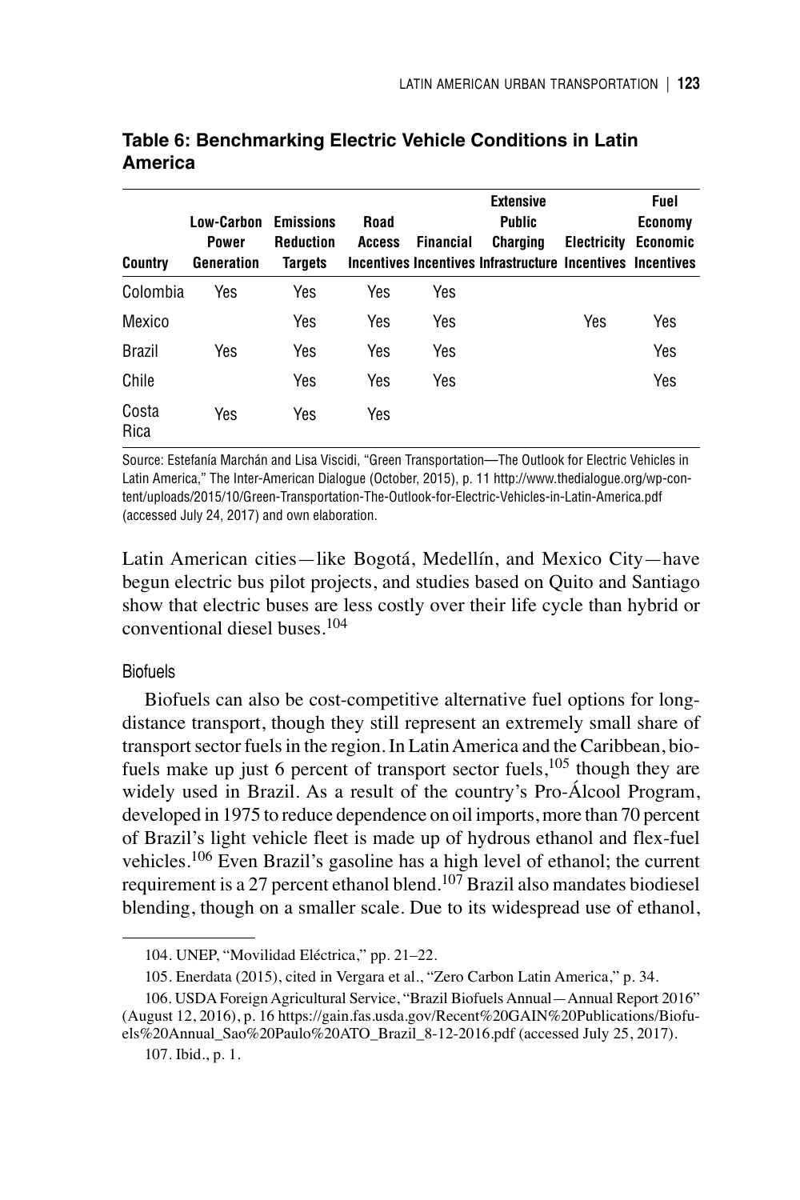**Table 6: Benchmarking Electric Vehicle Conditions in Latin America**

| Country | Low-Carbon Power Generation | Emissions Reduction Targets | Road Access Incentives | Financial Incentives | Extensive Public Charging Infrastructure | Electricity Incentives | Fuel Economy Economic Incentives |
|---|---|---|---|---|---|---|---|
| Colombia | Yes | Yes | Yes | Yes | | | |
| Mexico | | Yes | Yes | Yes | | Yes | Yes |
| Brazil | Yes | Yes | Yes | Yes | | | Yes |
| Chile | | Yes | Yes | Yes | | | Yes |
| Costa Rica | Yes | Yes | Yes | | | | |

Source: Estefanía Marchán and Lisa Viscidi, "Green Transportation—The Outlook for Electric Vehicles in Latin America," The Inter-American Dialogue (October, 2015), p. 11 http://www.thedialogue.org/wp-content/uploads/2015/10/Green-Transportation-The-Outlook-for-Electric-Vehicles-in-Latin-America.pdf (accessed July 24, 2017) and own elaboration.

Latin American cities—like Bogotá, Medellín, and Mexico City—have begun electric bus pilot projects, and studies based on Quito and Santiago show that electric buses are less costly over their life cycle than hybrid or conventional diesel buses.[104]

### Biofuels

Biofuels can also be cost-competitive alternative fuel options for long-distance transport, though they still represent an extremely small share of transport sector fuels in the region. In Latin America and the Caribbean, biofuels make up just 6 percent of transport sector fuels,[105] though they are widely used in Brazil. As a result of the country's Pro-Álcool Program, developed in 1975 to reduce dependence on oil imports, more than 70 percent of Brazil's light vehicle fleet is made up of hydrous ethanol and flex-fuel vehicles.[106] Even Brazil's gasoline has a high level of ethanol; the current requirement is a 27 percent ethanol blend.[107] Brazil also mandates biodiesel blending, though on a smaller scale. Due to its widespread use of ethanol,

104. UNEP, "Movilidad Eléctrica," pp. 21–22.

105. Enerdata (2015), cited in Vergara et al., "Zero Carbon Latin America," p. 34.

106. USDA Foreign Agricultural Service, "Brazil Biofuels Annual—Annual Report 2016" (August 12, 2016), p. 16 https://gain.fas.usda.gov/Recent%20GAIN%20Publications/Biofuels%20Annual_Sao%20Paulo%20ATO_Brazil_8-12-2016.pdf (accessed July 25, 2017).

107. Ibid., p. 1.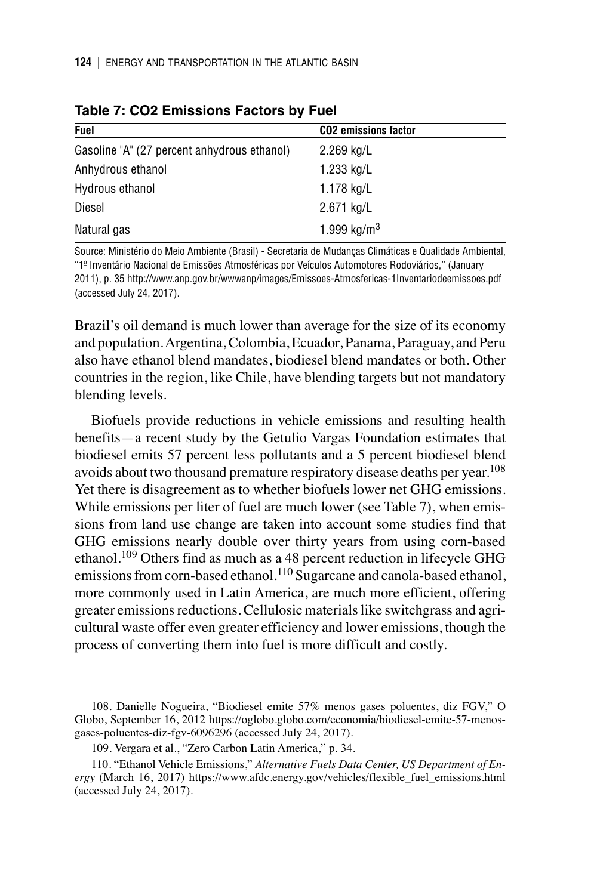**Table 7: CO2 Emissions Factors by Fuel**

| Fuel | CO2 emissions factor |
|---|---|
| Gasoline "A" (27 percent anhydrous ethanol) | 2.269 kg/L |
| Anhydrous ethanol | 1.233 kg/L |
| Hydrous ethanol | 1.178 kg/L |
| Diesel | 2.671 kg/L |
| Natural gas | 1.999 kg/m$^3$ |

Source: Ministério do Meio Ambiente (Brasil) - Secretaria de Mudanças Climáticas e Qualidade Ambiental, "1º Inventário Nacional de Emissões Atmosféricas por Veículos Automotores Rodoviários," (January 2011), p. 35 http://www.anp.gov.br/wwwanp/images/Emissoes-Atmosfericas-1Inventariodeemissoes.pdf (accessed July 24, 2017).

Brazil's oil demand is much lower than average for the size of its economy and population. Argentina, Colombia, Ecuador, Panama, Paraguay, and Peru also have ethanol blend mandates, biodiesel blend mandates or both. Other countries in the region, like Chile, have blending targets but not mandatory blending levels.

Biofuels provide reductions in vehicle emissions and resulting health benefits—a recent study by the Getulio Vargas Foundation estimates that biodiesel emits 57 percent less pollutants and a 5 percent biodiesel blend avoids about two thousand premature respiratory disease deaths per year.[108] Yet there is disagreement as to whether biofuels lower net GHG emissions. While emissions per liter of fuel are much lower (see Table 7), when emissions from land use change are taken into account some studies find that GHG emissions nearly double over thirty years from using corn-based ethanol.[109] Others find as much as a 48 percent reduction in lifecycle GHG emissions from corn-based ethanol.[110] Sugarcane and canola-based ethanol, more commonly used in Latin America, are much more efficient, offering greater emissions reductions. Cellulosic materials like switchgrass and agricultural waste offer even greater efficiency and lower emissions, though the process of converting them into fuel is more difficult and costly.

---

108. Danielle Nogueira, "Biodiesel emite 57% menos gases poluentes, diz FGV," O Globo, September 16, 2012 https://oglobo.globo.com/economia/biodiesel-emite-57-menos-gases-poluentes-diz-fgv-6096296 (accessed July 24, 2017).

109. Vergara et al., "Zero Carbon Latin America," p. 34.

110. "Ethanol Vehicle Emissions," *Alternative Fuels Data Center, US Department of Energy* (March 16, 2017) https://www.afdc.energy.gov/vehicles/flexible_fuel_emissions.html (accessed July 24, 2017).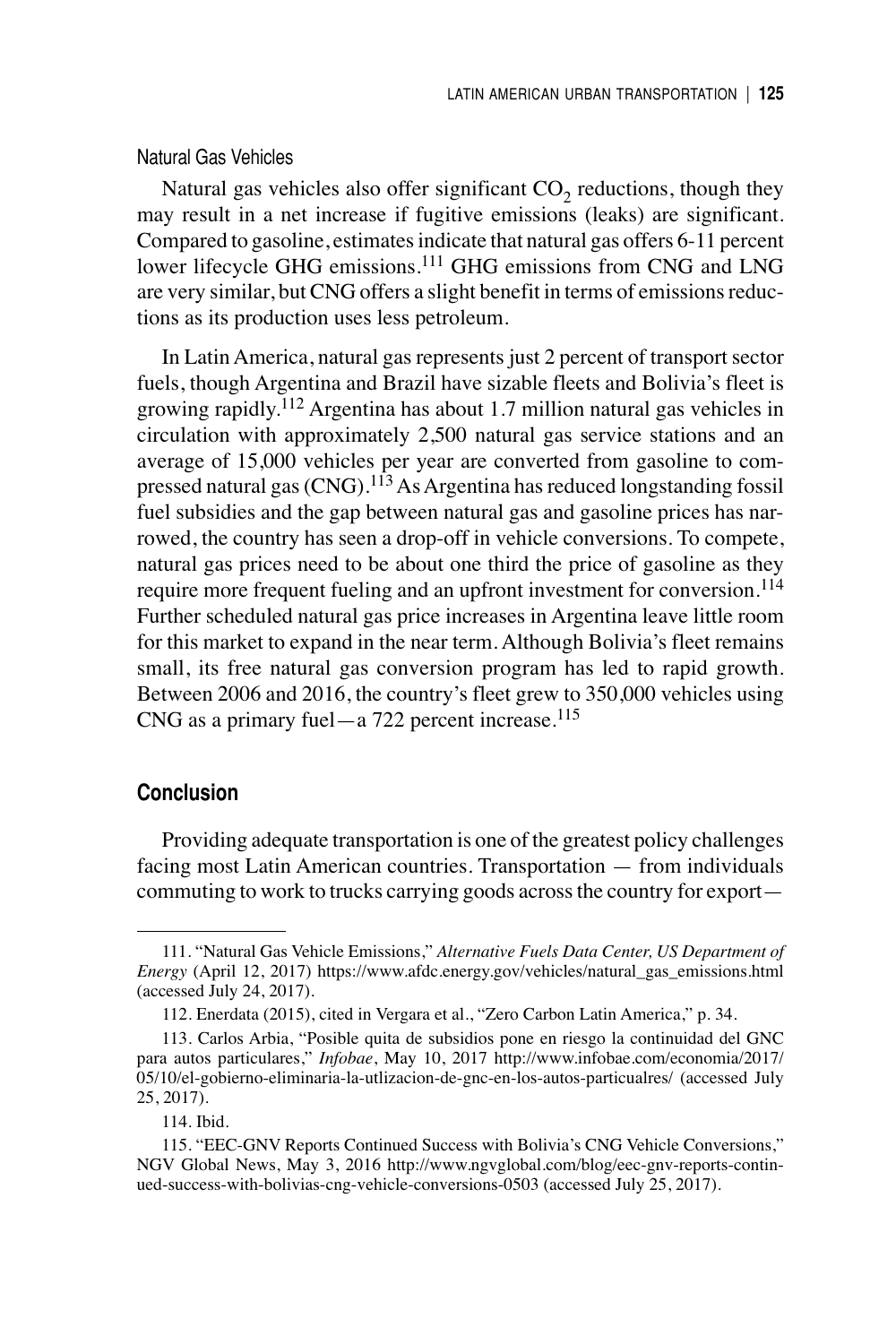### Natural Gas Vehicles

Natural gas vehicles also offer significant $CO_2$ reductions, though they may result in a net increase if fugitive emissions (leaks) are significant. Compared to gasoline, estimates indicate that natural gas offers 6-11 percent lower lifecycle GHG emissions.[111] GHG emissions from CNG and LNG are very similar, but CNG offers a slight benefit in terms of emissions reductions as its production uses less petroleum.

In Latin America, natural gas represents just 2 percent of transport sector fuels, though Argentina and Brazil have sizable fleets and Bolivia's fleet is growing rapidly.[112] Argentina has about 1.7 million natural gas vehicles in circulation with approximately 2,500 natural gas service stations and an average of 15,000 vehicles per year are converted from gasoline to compressed natural gas (CNG).[113] As Argentina has reduced longstanding fossil fuel subsidies and the gap between natural gas and gasoline prices has narrowed, the country has seen a drop-off in vehicle conversions. To compete, natural gas prices need to be about one third the price of gasoline as they require more frequent fueling and an upfront investment for conversion.[114] Further scheduled natural gas price increases in Argentina leave little room for this market to expand in the near term. Although Bolivia's fleet remains small, its free natural gas conversion program has led to rapid growth. Between 2006 and 2016, the country's fleet grew to 350,000 vehicles using CNG as a primary fuel—a 722 percent increase.[115]

## Conclusion

Providing adequate transportation is one of the greatest policy challenges facing most Latin American countries. Transportation — from individuals commuting to work to trucks carrying goods across the country for export—

---

111. "Natural Gas Vehicle Emissions," *Alternative Fuels Data Center, US Department of Energy* (April 12, 2017) https://www.afdc.energy.gov/vehicles/natural_gas_emissions.html (accessed July 24, 2017).

112. Enerdata (2015), cited in Vergara et al., "Zero Carbon Latin America," p. 34.

113. Carlos Arbia, "Posible quita de subsidios pone en riesgo la continuidad del GNC para autos particulares," *Infobae*, May 10, 2017 http://www.infobae.com/economia/2017/05/10/el-gobierno-eliminaria-la-utlizacion-de-gnc-en-los-autos-particualres/ (accessed July 25, 2017).

114. Ibid.

115. "EEC-GNV Reports Continued Success with Bolivia's CNG Vehicle Conversions," NGV Global News, May 3, 2016 http://www.ngvglobal.com/blog/eec-gnv-reports-continued-success-with-bolivias-cng-vehicle-conversions-0503 (accessed July 25, 2017).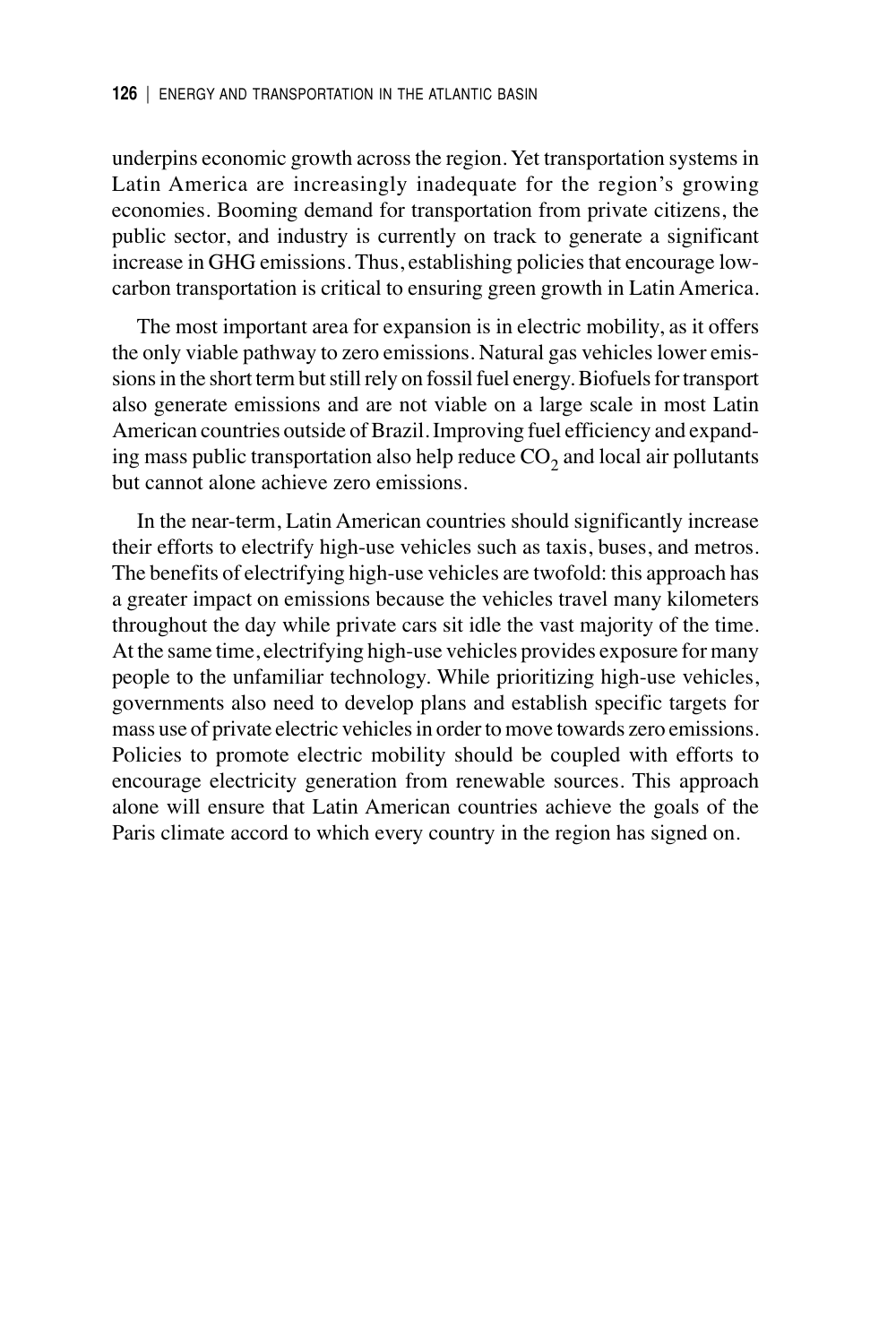underpins economic growth across the region. Yet transportation systems in Latin America are increasingly inadequate for the region's growing economies. Booming demand for transportation from private citizens, the public sector, and industry is currently on track to generate a significant increase in GHG emissions. Thus, establishing policies that encourage low-carbon transportation is critical to ensuring green growth in Latin America.

The most important area for expansion is in electric mobility, as it offers the only viable pathway to zero emissions. Natural gas vehicles lower emissions in the short term but still rely on fossil fuel energy. Biofuels for transport also generate emissions and are not viable on a large scale in most Latin American countries outside of Brazil. Improving fuel efficiency and expanding mass public transportation also help reduce $CO_2$ and local air pollutants but cannot alone achieve zero emissions.

In the near-term, Latin American countries should significantly increase their efforts to electrify high-use vehicles such as taxis, buses, and metros. The benefits of electrifying high-use vehicles are twofold: this approach has a greater impact on emissions because the vehicles travel many kilometers throughout the day while private cars sit idle the vast majority of the time. At the same time, electrifying high-use vehicles provides exposure for many people to the unfamiliar technology. While prioritizing high-use vehicles, governments also need to develop plans and establish specific targets for mass use of private electric vehicles in order to move towards zero emissions. Policies to promote electric mobility should be coupled with efforts to encourage electricity generation from renewable sources. This approach alone will ensure that Latin American countries achieve the goals of the Paris climate accord to which every country in the region has signed on.